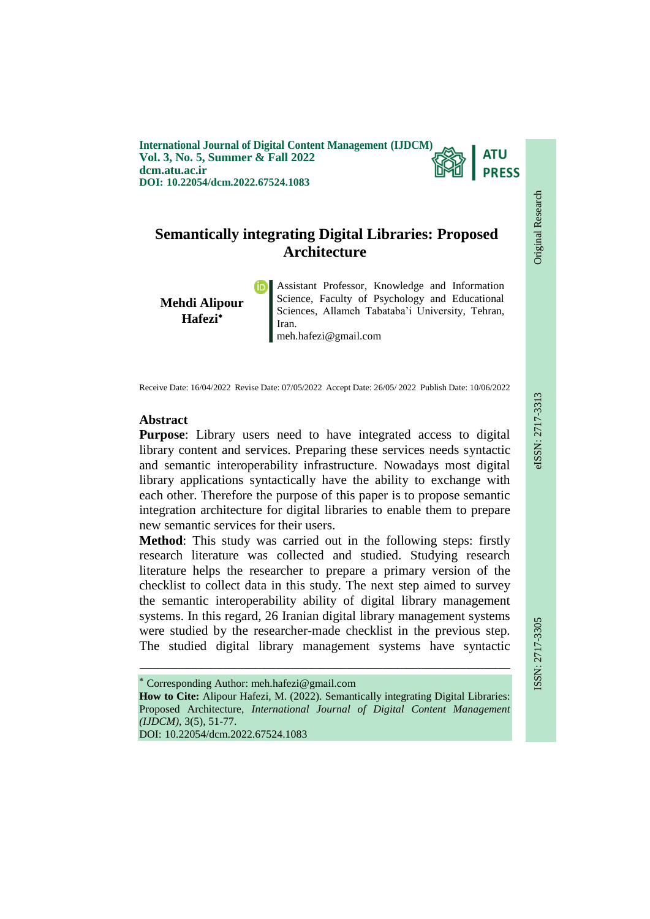International Journal of Digital Content Management (IJDCM)
Vol. 3, No. 5, Summer & Fall 2022
dcm.atu.ac.ir
DOI: 10.22054/dcm.2022.67524.1083

Original Research

eISSN: 2717-3313

ISSN: 2717-3305

# Semantically integrating Digital Libraries: Proposed Architecture

**Mehdi Alipour Hafezi***

Assistant Professor, Knowledge and Information Science, Faculty of Psychology and Educational Sciences, Allameh Tabataba'i University, Tehran, Iran.
meh.hafezi@gmail.com

Receive Date: 16/04/2022 Revise Date: 07/05/2022 Accept Date: 26/05/ 2022 Publish Date: 10/06/2022

## Abstract

**Purpose**: Library users need to have integrated access to digital library content and services. Preparing these services needs syntactic and semantic interoperability infrastructure. Nowadays most digital library applications syntactically have the ability to exchange with each other. Therefore the purpose of this paper is to propose semantic integration architecture for digital libraries to enable them to prepare new semantic services for their users.

**Method**: This study was carried out in the following steps: firstly research literature was collected and studied. Studying research literature helps the researcher to prepare a primary version of the checklist to collect data in this study. The next step aimed to survey the semantic interoperability ability of digital library management systems. In this regard, 26 Iranian digital library management systems were studied by the researcher-made checklist in the previous step. The studied digital library management systems have syntactic

---

* Corresponding Author: meh.hafezi@gmail.com

**How to Cite:** Alipour Hafezi, M. (2022). Semantically integrating Digital Libraries: Proposed Architecture, *International Journal of Digital Content Management (IJDCM)*, 3(5), 51-77.
DOI: 10.22054/dcm.2022.67524.1083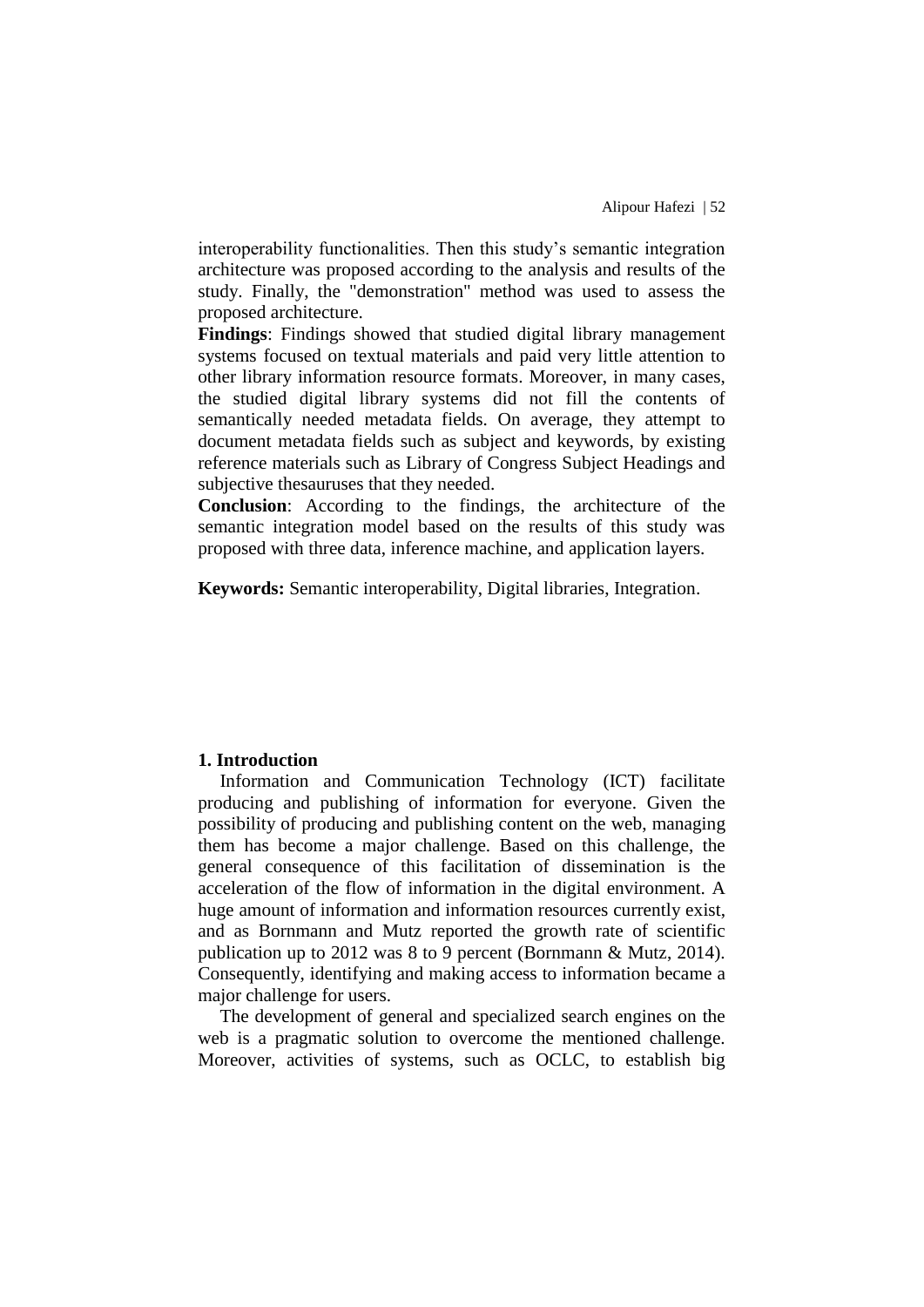interoperability functionalities. Then this study's semantic integration architecture was proposed according to the analysis and results of the study. Finally, the "demonstration" method was used to assess the proposed architecture.

**Findings**: Findings showed that studied digital library management systems focused on textual materials and paid very little attention to other library information resource formats. Moreover, in many cases, the studied digital library systems did not fill the contents of semantically needed metadata fields. On average, they attempt to document metadata fields such as subject and keywords, by existing reference materials such as Library of Congress Subject Headings and subjective thesauruses that they needed.

**Conclusion**: According to the findings, the architecture of the semantic integration model based on the results of this study was proposed with three data, inference machine, and application layers.

**Keywords:** Semantic interoperability, Digital libraries, Integration.

## 1. Introduction

Information and Communication Technology (ICT) facilitate producing and publishing of information for everyone. Given the possibility of producing and publishing content on the web, managing them has become a major challenge. Based on this challenge, the general consequence of this facilitation of dissemination is the acceleration of the flow of information in the digital environment. A huge amount of information and information resources currently exist, and as Bornmann and Mutz reported the growth rate of scientific publication up to 2012 was 8 to 9 percent (Bornmann & Mutz, 2014). Consequently, identifying and making access to information became a major challenge for users.

The development of general and specialized search engines on the web is a pragmatic solution to overcome the mentioned challenge. Moreover, activities of systems, such as OCLC, to establish big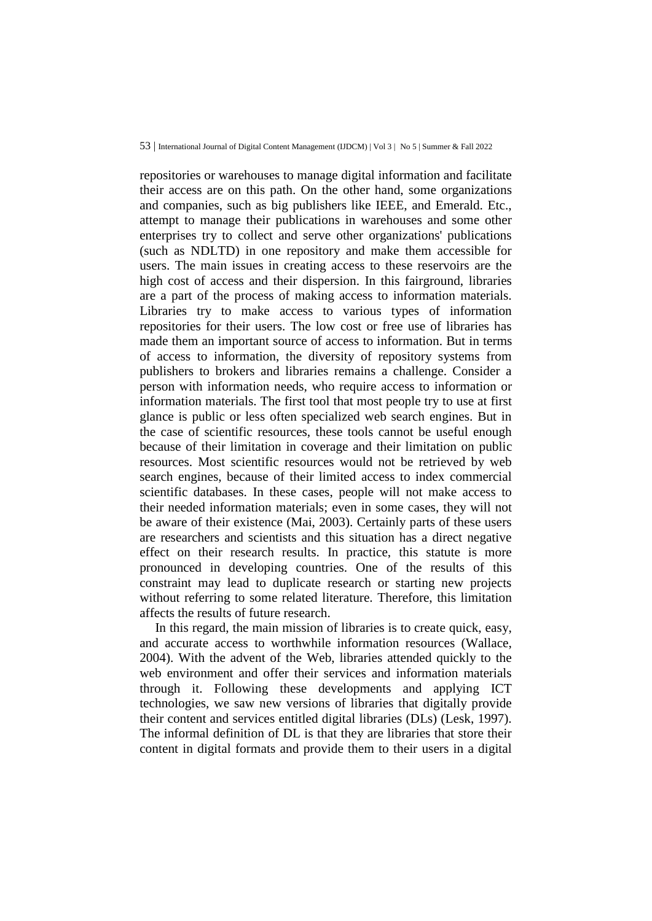repositories or warehouses to manage digital information and facilitate their access are on this path. On the other hand, some organizations and companies, such as big publishers like IEEE, and Emerald. Etc., attempt to manage their publications in warehouses and some other enterprises try to collect and serve other organizations' publications (such as NDLTD) in one repository and make them accessible for users. The main issues in creating access to these reservoirs are the high cost of access and their dispersion. In this fairground, libraries are a part of the process of making access to information materials. Libraries try to make access to various types of information repositories for their users. The low cost or free use of libraries has made them an important source of access to information. But in terms of access to information, the diversity of repository systems from publishers to brokers and libraries remains a challenge. Consider a person with information needs, who require access to information or information materials. The first tool that most people try to use at first glance is public or less often specialized web search engines. But in the case of scientific resources, these tools cannot be useful enough because of their limitation in coverage and their limitation on public resources. Most scientific resources would not be retrieved by web search engines, because of their limited access to index commercial scientific databases. In these cases, people will not make access to their needed information materials; even in some cases, they will not be aware of their existence (Mai, 2003). Certainly parts of these users are researchers and scientists and this situation has a direct negative effect on their research results. In practice, this statute is more pronounced in developing countries. One of the results of this constraint may lead to duplicate research or starting new projects without referring to some related literature. Therefore, this limitation affects the results of future research.

In this regard, the main mission of libraries is to create quick, easy, and accurate access to worthwhile information resources (Wallace, 2004). With the advent of the Web, libraries attended quickly to the web environment and offer their services and information materials through it. Following these developments and applying ICT technologies, we saw new versions of libraries that digitally provide their content and services entitled digital libraries (DLs) (Lesk, 1997). The informal definition of DL is that they are libraries that store their content in digital formats and provide them to their users in a digital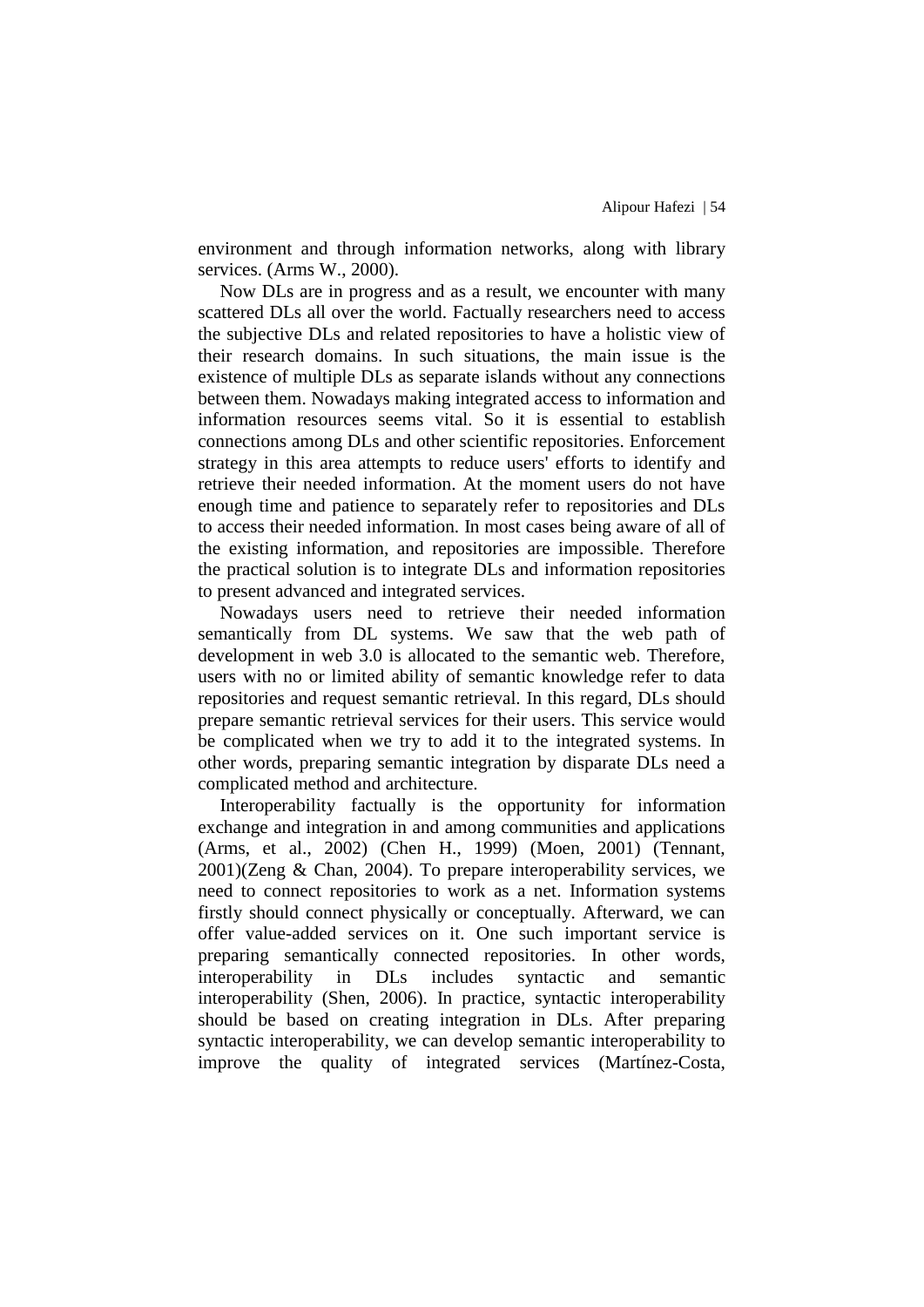environment and through information networks, along with library services. (Arms W., 2000).

Now DLs are in progress and as a result, we encounter with many scattered DLs all over the world. Factually researchers need to access the subjective DLs and related repositories to have a holistic view of their research domains. In such situations, the main issue is the existence of multiple DLs as separate islands without any connections between them. Nowadays making integrated access to information and information resources seems vital. So it is essential to establish connections among DLs and other scientific repositories. Enforcement strategy in this area attempts to reduce users' efforts to identify and retrieve their needed information. At the moment users do not have enough time and patience to separately refer to repositories and DLs to access their needed information. In most cases being aware of all of the existing information, and repositories are impossible. Therefore the practical solution is to integrate DLs and information repositories to present advanced and integrated services.

Nowadays users need to retrieve their needed information semantically from DL systems. We saw that the web path of development in web 3.0 is allocated to the semantic web. Therefore, users with no or limited ability of semantic knowledge refer to data repositories and request semantic retrieval. In this regard, DLs should prepare semantic retrieval services for their users. This service would be complicated when we try to add it to the integrated systems. In other words, preparing semantic integration by disparate DLs need a complicated method and architecture.

Interoperability factually is the opportunity for information exchange and integration in and among communities and applications (Arms, et al., 2002) (Chen H., 1999) (Moen, 2001) (Tennant, 2001)(Zeng & Chan, 2004). To prepare interoperability services, we need to connect repositories to work as a net. Information systems firstly should connect physically or conceptually. Afterward, we can offer value-added services on it. One such important service is preparing semantically connected repositories. In other words, interoperability in DLs includes syntactic and semantic interoperability (Shen, 2006). In practice, syntactic interoperability should be based on creating integration in DLs. After preparing syntactic interoperability, we can develop semantic interoperability to improve the quality of integrated services (Martínez-Costa,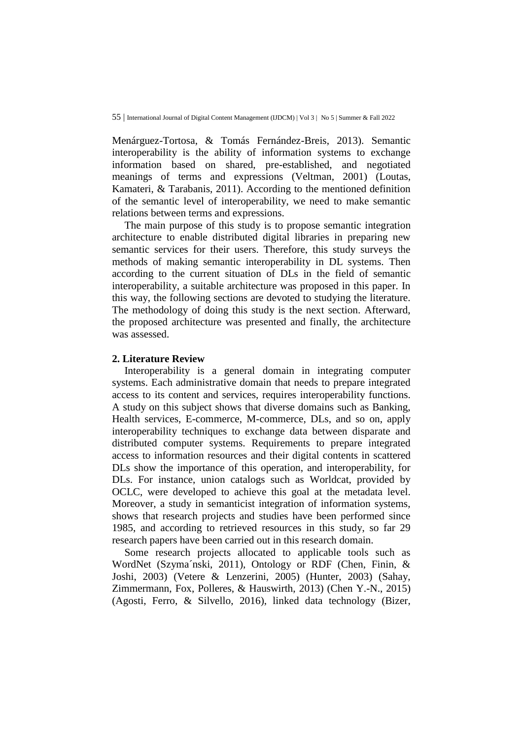Menárguez-Tortosa, & Tomás Fernández-Breis, 2013). Semantic interoperability is the ability of information systems to exchange information based on shared, pre-established, and negotiated meanings of terms and expressions (Veltman, 2001) (Loutas, Kamateri, & Tarabanis, 2011). According to the mentioned definition of the semantic level of interoperability, we need to make semantic relations between terms and expressions.

The main purpose of this study is to propose semantic integration architecture to enable distributed digital libraries in preparing new semantic services for their users. Therefore, this study surveys the methods of making semantic interoperability in DL systems. Then according to the current situation of DLs in the field of semantic interoperability, a suitable architecture was proposed in this paper. In this way, the following sections are devoted to studying the literature. The methodology of doing this study is the next section. Afterward, the proposed architecture was presented and finally, the architecture was assessed.

## 2. Literature Review

Interoperability is a general domain in integrating computer systems. Each administrative domain that needs to prepare integrated access to its content and services, requires interoperability functions. A study on this subject shows that diverse domains such as Banking, Health services, E-commerce, M-commerce, DLs, and so on, apply interoperability techniques to exchange data between disparate and distributed computer systems. Requirements to prepare integrated access to information resources and their digital contents in scattered DLs show the importance of this operation, and interoperability, for DLs. For instance, union catalogs such as Worldcat, provided by OCLC, were developed to achieve this goal at the metadata level. Moreover, a study in semanticist integration of information systems, shows that research projects and studies have been performed since 1985, and according to retrieved resources in this study, so far 29 research papers have been carried out in this research domain.

Some research projects allocated to applicable tools such as WordNet (Szyma´nski, 2011), Ontology or RDF (Chen, Finin, & Joshi, 2003) (Vetere & Lenzerini, 2005) (Hunter, 2003) (Sahay, Zimmermann, Fox, Polleres, & Hauswirth, 2013) (Chen Y.-N., 2015) (Agosti, Ferro, & Silvello, 2016), linked data technology (Bizer,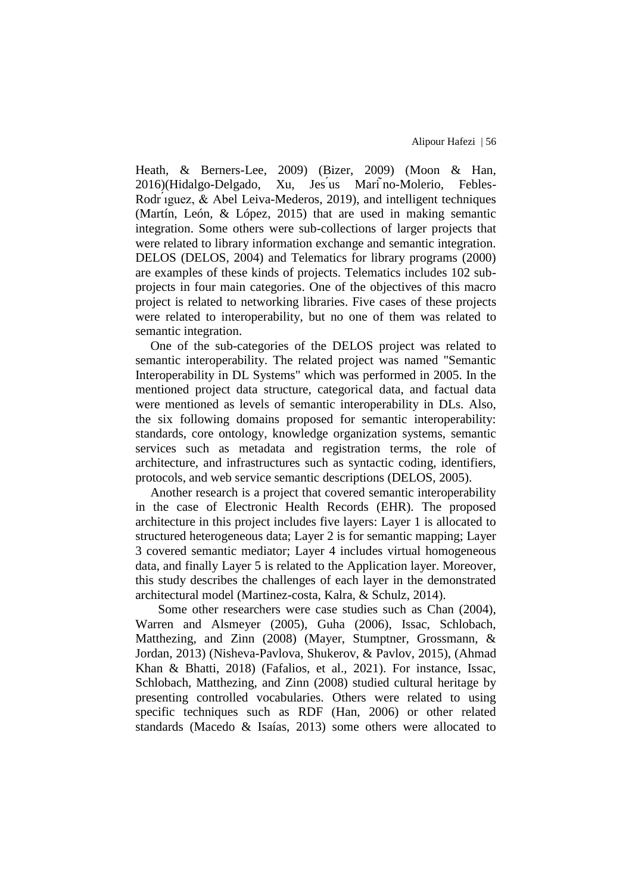Heath, & Berners-Lee, 2009) (Bizer, 2009) (Moon & Han, 2016)(Hidalgo-Delgado, Xu, Jesús Mariño-Molerio, Febles-Rodríguez, & Abel Leiva-Mederos, 2019), and intelligent techniques (Martín, León, & López, 2015) that are used in making semantic integration. Some others were sub-collections of larger projects that were related to library information exchange and semantic integration. DELOS (DELOS, 2004) and Telematics for library programs (2000) are examples of these kinds of projects. Telematics includes 102 sub-projects in four main categories. One of the objectives of this macro project is related to networking libraries. Five cases of these projects were related to interoperability, but no one of them was related to semantic integration.

One of the sub-categories of the DELOS project was related to semantic interoperability. The related project was named "Semantic Interoperability in DL Systems" which was performed in 2005. In the mentioned project data structure, categorical data, and factual data were mentioned as levels of semantic interoperability in DLs. Also, the six following domains proposed for semantic interoperability: standards, core ontology, knowledge organization systems, semantic services such as metadata and registration terms, the role of architecture, and infrastructures such as syntactic coding, identifiers, protocols, and web service semantic descriptions (DELOS, 2005).

Another research is a project that covered semantic interoperability in the case of Electronic Health Records (EHR). The proposed architecture in this project includes five layers: Layer 1 is allocated to structured heterogeneous data; Layer 2 is for semantic mapping; Layer 3 covered semantic mediator; Layer 4 includes virtual homogeneous data, and finally Layer 5 is related to the Application layer. Moreover, this study describes the challenges of each layer in the demonstrated architectural model (Martinez-costa, Kalra, & Schulz, 2014).

Some other researchers were case studies such as Chan (2004), Warren and Alsmeyer (2005), Guha (2006), Issac, Schlobach, Matthezing, and Zinn (2008) (Mayer, Stumptner, Grossmann, & Jordan, 2013) (Nisheva-Pavlova, Shukerov, & Pavlov, 2015), (Ahmad Khan & Bhatti, 2018) (Fafalios, et al., 2021). For instance, Issac, Schlobach, Matthezing, and Zinn (2008) studied cultural heritage by presenting controlled vocabularies. Others were related to using specific techniques such as RDF (Han, 2006) or other related standards (Macedo & Isaías, 2013) some others were allocated to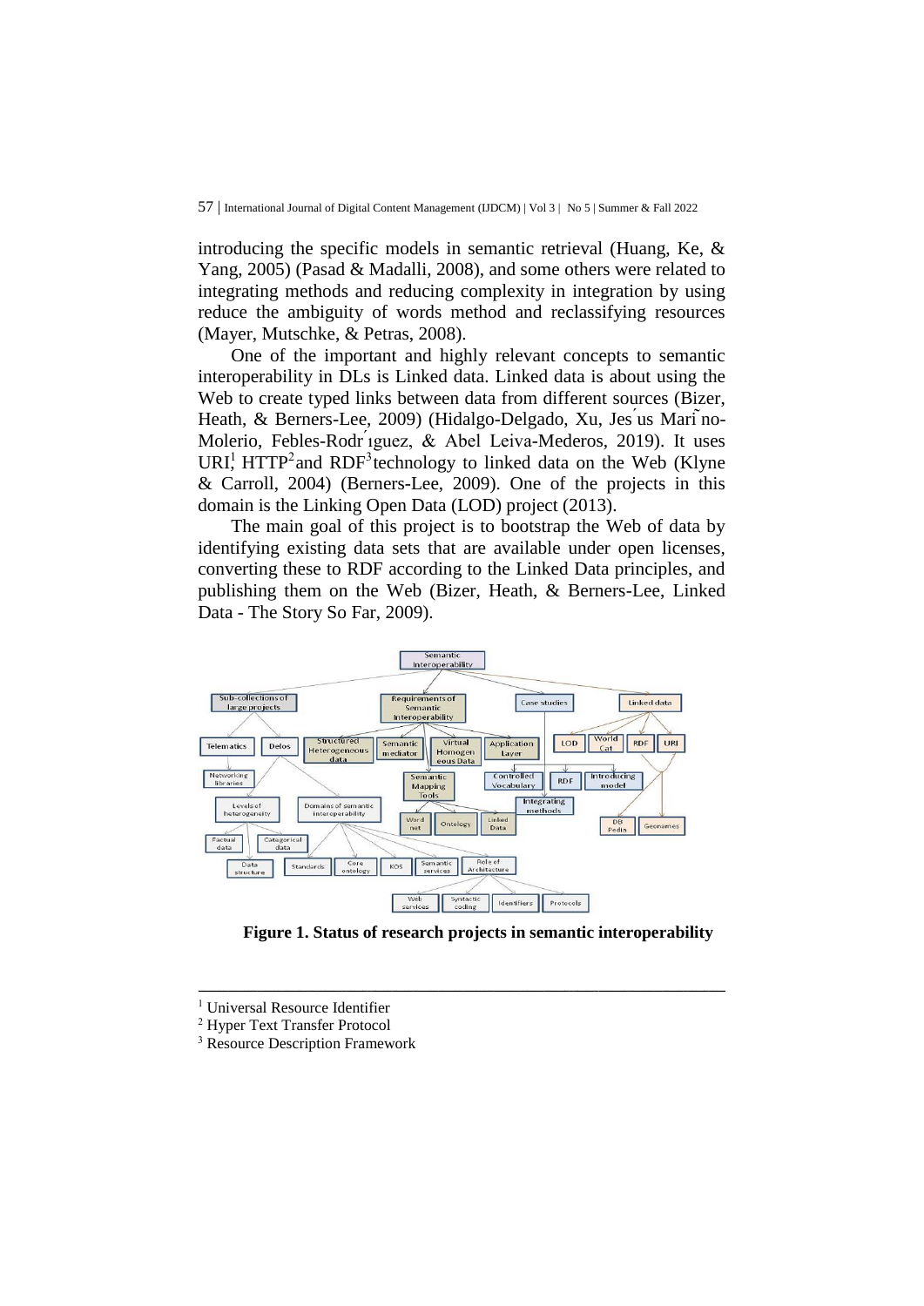introducing the specific models in semantic retrieval (Huang, Ke, & Yang, 2005) (Pasad & Madalli, 2008), and some others were related to integrating methods and reducing complexity in integration by using reduce the ambiguity of words method and reclassifying resources (Mayer, Mutschke, & Petras, 2008).

One of the important and highly relevant concepts to semantic interoperability in DLs is Linked data. Linked data is about using the Web to create typed links between data from different sources (Bizer, Heath, & Berners-Lee, 2009) (Hidalgo-Delgado, Xu, Jesús Mariño-Molerio, Febles-Rodríguez, & Abel Leiva-Mederos, 2019). It uses URI[1], HTTP[2] and RDF[3] technology to linked data on the Web (Klyne & Carroll, 2004) (Berners-Lee, 2009). One of the projects in this domain is the Linking Open Data (LOD) project (2013).

The main goal of this project is to bootstrap the Web of data by identifying existing data sets that are available under open licenses, converting these to RDF according to the Linked Data principles, and publishing them on the Web (Bizer, Heath, & Berners-Lee, Linked Data - The Story So Far, 2009).

**Figure 1. Status of research projects in semantic interoperability**

---

[1] Universal Resource Identifier

[2] Hyper Text Transfer Protocol

[3] Resource Description Framework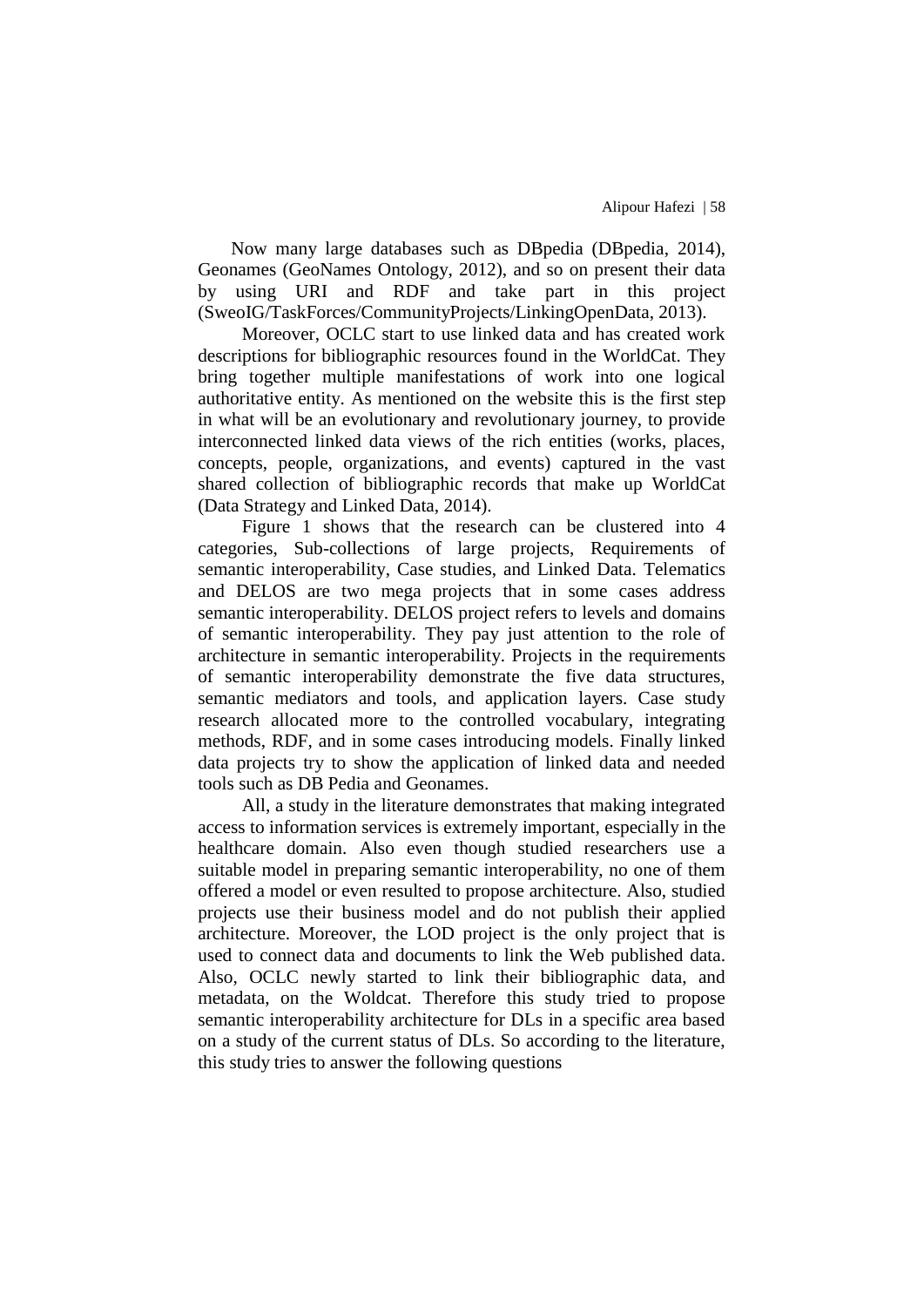Now many large databases such as DBpedia (DBpedia, 2014), Geonames (GeoNames Ontology, 2012), and so on present their data by using URI and RDF and take part in this project (SweoIG/TaskForces/CommunityProjects/LinkingOpenData, 2013).

Moreover, OCLC start to use linked data and has created work descriptions for bibliographic resources found in the WorldCat. They bring together multiple manifestations of work into one logical authoritative entity. As mentioned on the website this is the first step in what will be an evolutionary and revolutionary journey, to provide interconnected linked data views of the rich entities (works, places, concepts, people, organizations, and events) captured in the vast shared collection of bibliographic records that make up WorldCat (Data Strategy and Linked Data, 2014).

Figure 1 shows that the research can be clustered into 4 categories, Sub-collections of large projects, Requirements of semantic interoperability, Case studies, and Linked Data. Telematics and DELOS are two mega projects that in some cases address semantic interoperability. DELOS project refers to levels and domains of semantic interoperability. They pay just attention to the role of architecture in semantic interoperability. Projects in the requirements of semantic interoperability demonstrate the five data structures, semantic mediators and tools, and application layers. Case study research allocated more to the controlled vocabulary, integrating methods, RDF, and in some cases introducing models. Finally linked data projects try to show the application of linked data and needed tools such as DB Pedia and Geonames.

All, a study in the literature demonstrates that making integrated access to information services is extremely important, especially in the healthcare domain. Also even though studied researchers use a suitable model in preparing semantic interoperability, no one of them offered a model or even resulted to propose architecture. Also, studied projects use their business model and do not publish their applied architecture. Moreover, the LOD project is the only project that is used to connect data and documents to link the Web published data. Also, OCLC newly started to link their bibliographic data, and metadata, on the Woldcat. Therefore this study tried to propose semantic interoperability architecture for DLs in a specific area based on a study of the current status of DLs. So according to the literature, this study tries to answer the following questions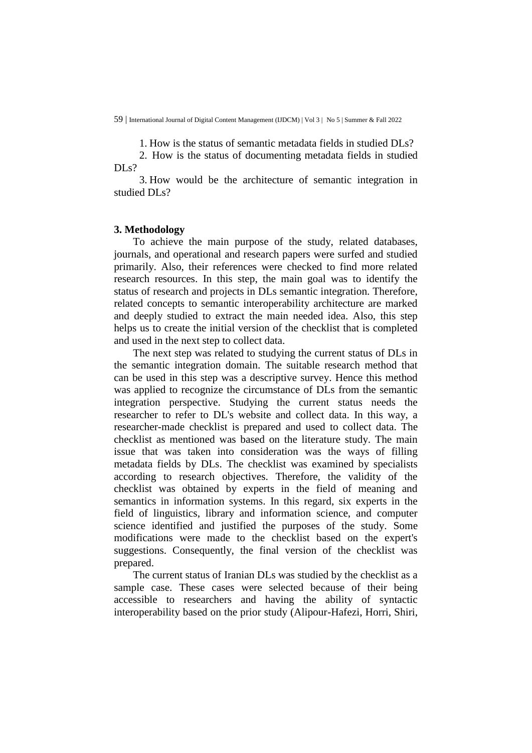1. How is the status of semantic metadata fields in studied DLs?
2. How is the status of documenting metadata fields in studied DLs?
3. How would be the architecture of semantic integration in studied DLs?

## 3. Methodology

To achieve the main purpose of the study, related databases, journals, and operational and research papers were surfed and studied primarily. Also, their references were checked to find more related research resources. In this step, the main goal was to identify the status of research and projects in DLs semantic integration. Therefore, related concepts to semantic interoperability architecture are marked and deeply studied to extract the main needed idea. Also, this step helps us to create the initial version of the checklist that is completed and used in the next step to collect data.

The next step was related to studying the current status of DLs in the semantic integration domain. The suitable research method that can be used in this step was a descriptive survey. Hence this method was applied to recognize the circumstance of DLs from the semantic integration perspective. Studying the current status needs the researcher to refer to DL's website and collect data. In this way, a researcher-made checklist is prepared and used to collect data. The checklist as mentioned was based on the literature study. The main issue that was taken into consideration was the ways of filling metadata fields by DLs. The checklist was examined by specialists according to research objectives. Therefore, the validity of the checklist was obtained by experts in the field of meaning and semantics in information systems. In this regard, six experts in the field of linguistics, library and information science, and computer science identified and justified the purposes of the study. Some modifications were made to the checklist based on the expert's suggestions. Consequently, the final version of the checklist was prepared.

The current status of Iranian DLs was studied by the checklist as a sample case. These cases were selected because of their being accessible to researchers and having the ability of syntactic interoperability based on the prior study (Alipour-Hafezi, Horri, Shiri,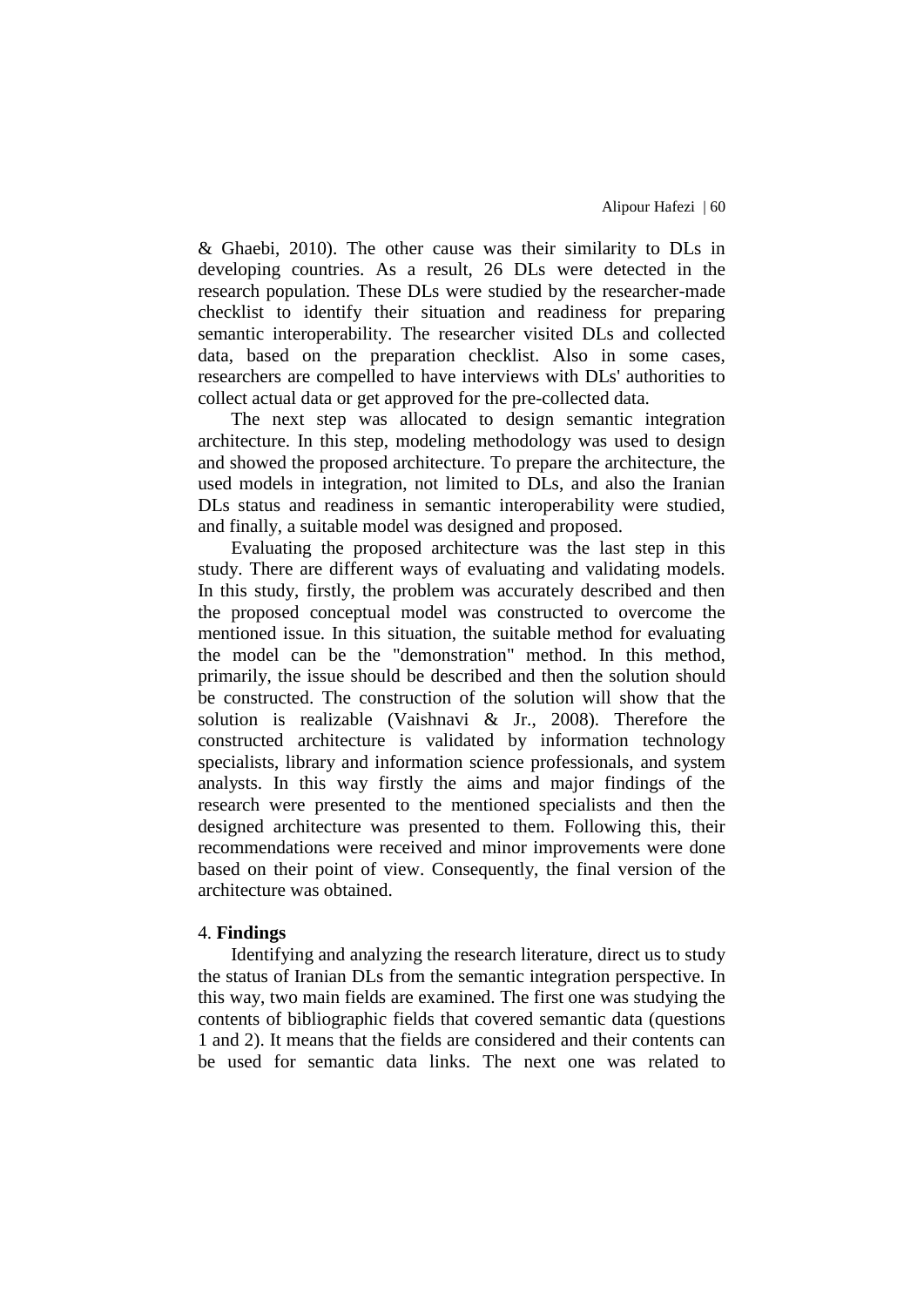& Ghaebi, 2010). The other cause was their similarity to DLs in developing countries. As a result, 26 DLs were detected in the research population. These DLs were studied by the researcher-made checklist to identify their situation and readiness for preparing semantic interoperability. The researcher visited DLs and collected data, based on the preparation checklist. Also in some cases, researchers are compelled to have interviews with DLs' authorities to collect actual data or get approved for the pre-collected data.

The next step was allocated to design semantic integration architecture. In this step, modeling methodology was used to design and showed the proposed architecture. To prepare the architecture, the used models in integration, not limited to DLs, and also the Iranian DLs status and readiness in semantic interoperability were studied, and finally, a suitable model was designed and proposed.

Evaluating the proposed architecture was the last step in this study. There are different ways of evaluating and validating models. In this study, firstly, the problem was accurately described and then the proposed conceptual model was constructed to overcome the mentioned issue. In this situation, the suitable method for evaluating the model can be the "demonstration" method. In this method, primarily, the issue should be described and then the solution should be constructed. The construction of the solution will show that the solution is realizable (Vaishnavi & Jr., 2008). Therefore the constructed architecture is validated by information technology specialists, library and information science professionals, and system analysts. In this way firstly the aims and major findings of the research were presented to the mentioned specialists and then the designed architecture was presented to them. Following this, their recommendations were received and minor improvements were done based on their point of view. Consequently, the final version of the architecture was obtained.

## 4. **Findings**

Identifying and analyzing the research literature, direct us to study the status of Iranian DLs from the semantic integration perspective. In this way, two main fields are examined. The first one was studying the contents of bibliographic fields that covered semantic data (questions 1 and 2). It means that the fields are considered and their contents can be used for semantic data links. The next one was related to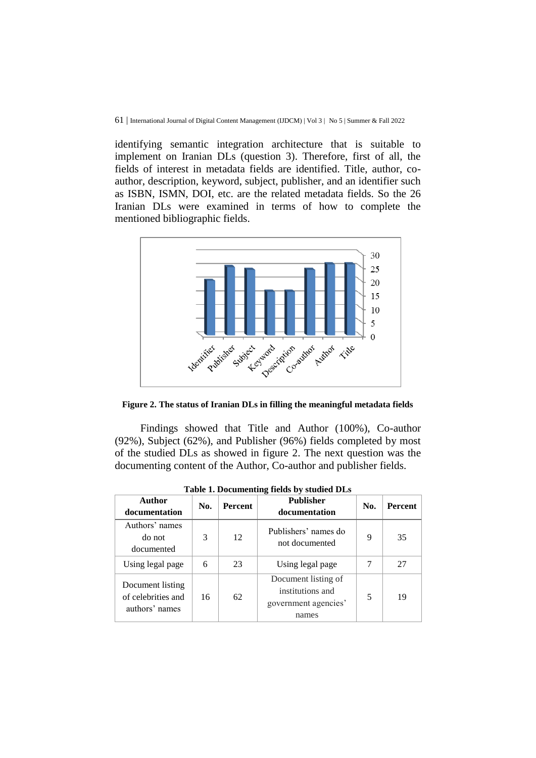identifying semantic integration architecture that is suitable to implement on Iranian DLs (question 3). Therefore, first of all, the fields of interest in metadata fields are identified. Title, author, co-author, description, keyword, subject, publisher, and an identifier such as ISBN, ISMN, DOI, etc. are the related metadata fields. So the 26 Iranian DLs were examined in terms of how to complete the mentioned bibliographic fields.

**Figure 2. The status of Iranian DLs in filling the meaningful metadata fields**

Findings showed that Title and Author (100%), Co-author (92%), Subject (62%), and Publisher (96%) fields completed by most of the studied DLs as showed in figure 2. The next question was the documenting content of the Author, Co-author and publisher fields.

**Table 1. Documenting fields by studied DLs**

| Author documentation | No. | Percent | Publisher documentation | No. | Percent |
|---|---|---|---|---|---|
| Authors' names do not documented | 3 | 12 | Publishers' names do not documented | 9 | 35 |
| Using legal page | 6 | 23 | Using legal page | 7 | 27 |
| Document listing of celebrities and authors' names | 16 | 62 | Document listing of institutions and government agencies' names | 5 | 19 |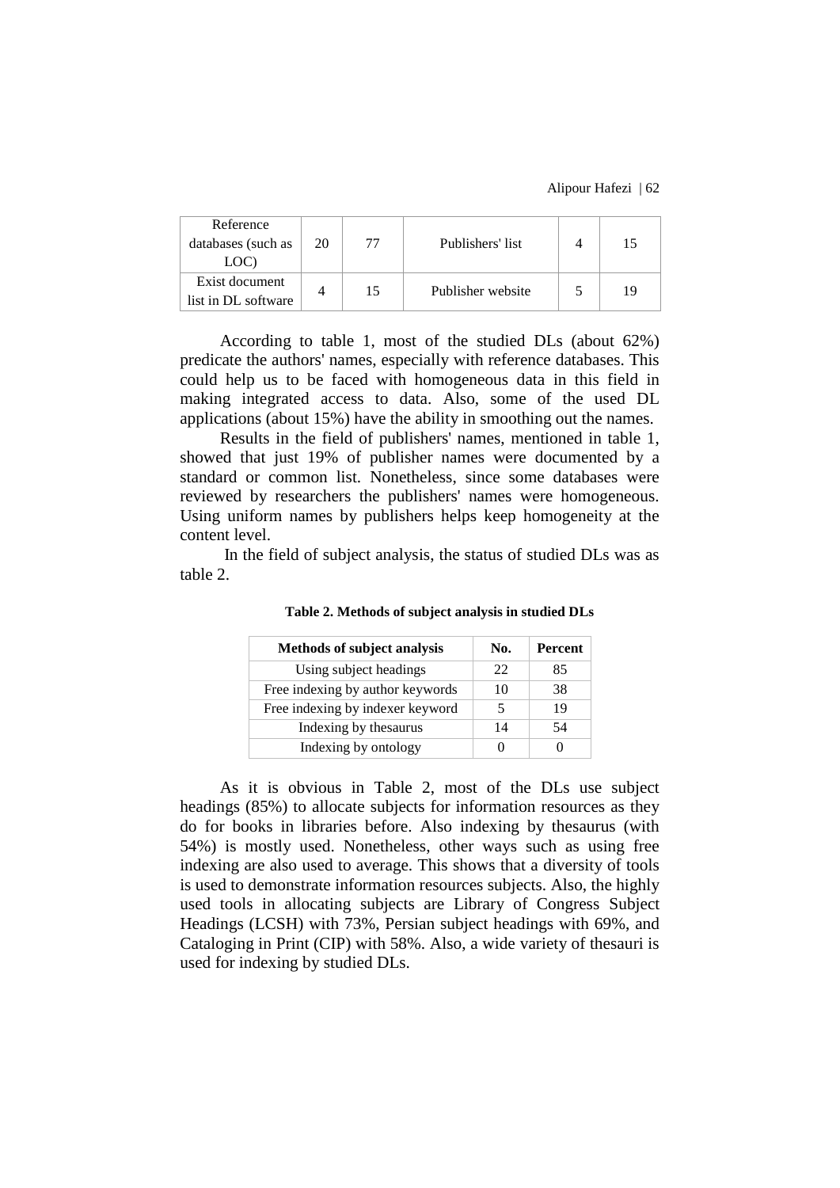| Reference databases (such as LOC) | 20 | 77 | Publishers' list | 4 | 15 |
|---|---|---|---|---|---|
| Exist document list in DL software | 4 | 15 | Publisher website | 5 | 19 |

According to table 1, most of the studied DLs (about 62%) predicate the authors' names, especially with reference databases. This could help us to be faced with homogeneous data in this field in making integrated access to data. Also, some of the used DL applications (about 15%) have the ability in smoothing out the names.

Results in the field of publishers' names, mentioned in table 1, showed that just 19% of publisher names were documented by a standard or common list. Nonetheless, since some databases were reviewed by researchers the publishers' names were homogeneous. Using uniform names by publishers helps keep homogeneity at the content level.

In the field of subject analysis, the status of studied DLs was as table 2.

**Table 2. Methods of subject analysis in studied DLs**

| Methods of subject analysis | No. | Percent |
|---|---|---|
| Using subject headings | 22 | 85 |
| Free indexing by author keywords | 10 | 38 |
| Free indexing by indexer keyword | 5 | 19 |
| Indexing by thesaurus | 14 | 54 |
| Indexing by ontology | 0 | 0 |

As it is obvious in Table 2, most of the DLs use subject headings (85%) to allocate subjects for information resources as they do for books in libraries before. Also indexing by thesaurus (with 54%) is mostly used. Nonetheless, other ways such as using free indexing are also used to average. This shows that a diversity of tools is used to demonstrate information resources subjects. Also, the highly used tools in allocating subjects are Library of Congress Subject Headings (LCSH) with 73%, Persian subject headings with 69%, and Cataloging in Print (CIP) with 58%. Also, a wide variety of thesauri is used for indexing by studied DLs.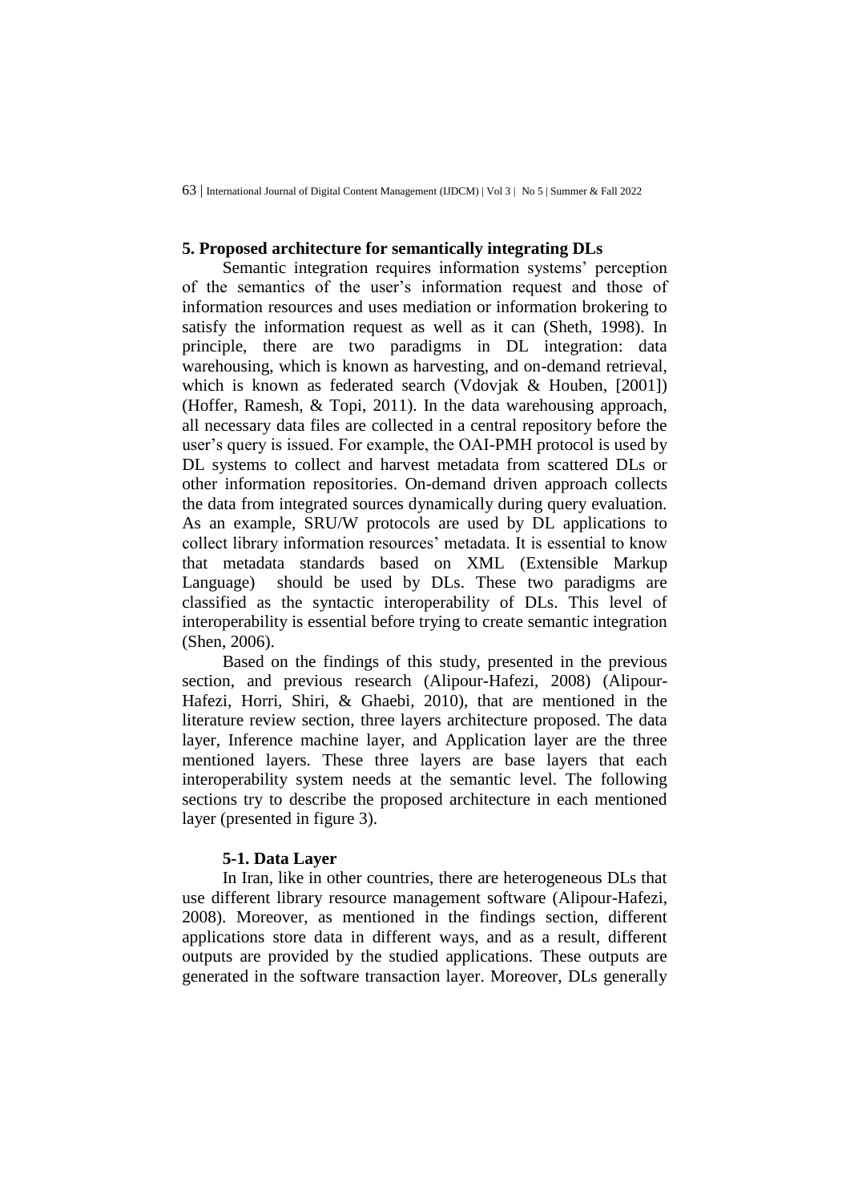## 5. Proposed architecture for semantically integrating DLs

Semantic integration requires information systems' perception of the semantics of the user's information request and those of information resources and uses mediation or information brokering to satisfy the information request as well as it can (Sheth, 1998). In principle, there are two paradigms in DL integration: data warehousing, which is known as harvesting, and on-demand retrieval, which is known as federated search (Vdovjak & Houben, [2001]) (Hoffer, Ramesh, & Topi, 2011). In the data warehousing approach, all necessary data files are collected in a central repository before the user's query is issued. For example, the OAI-PMH protocol is used by DL systems to collect and harvest metadata from scattered DLs or other information repositories. On-demand driven approach collects the data from integrated sources dynamically during query evaluation. As an example, SRU/W protocols are used by DL applications to collect library information resources' metadata. It is essential to know that metadata standards based on XML (Extensible Markup Language) should be used by DLs. These two paradigms are classified as the syntactic interoperability of DLs. This level of interoperability is essential before trying to create semantic integration (Shen, 2006).

Based on the findings of this study, presented in the previous section, and previous research (Alipour-Hafezi, 2008) (Alipour-Hafezi, Horri, Shiri, & Ghaebi, 2010), that are mentioned in the literature review section, three layers architecture proposed. The data layer, Inference machine layer, and Application layer are the three mentioned layers. These three layers are base layers that each interoperability system needs at the semantic level. The following sections try to describe the proposed architecture in each mentioned layer (presented in figure 3).

### 5-1. Data Layer

In Iran, like in other countries, there are heterogeneous DLs that use different library resource management software (Alipour-Hafezi, 2008). Moreover, as mentioned in the findings section, different applications store data in different ways, and as a result, different outputs are provided by the studied applications. These outputs are generated in the software transaction layer. Moreover, DLs generally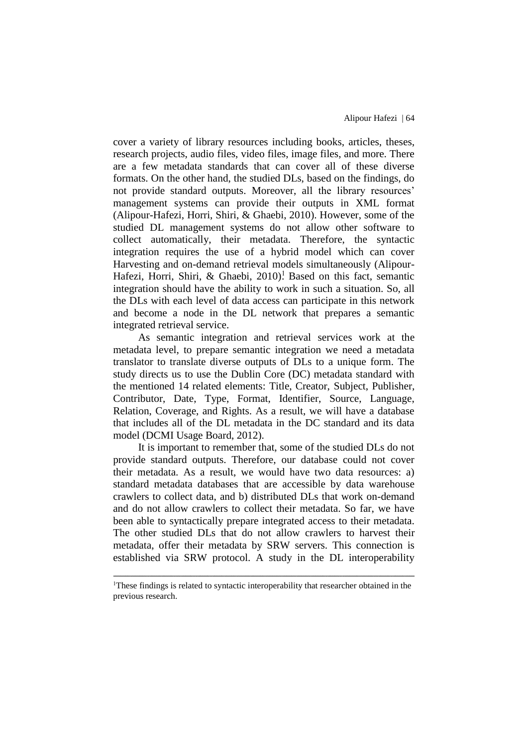cover a variety of library resources including books, articles, theses, research projects, audio files, video files, image files, and more. There are a few metadata standards that can cover all of these diverse formats. On the other hand, the studied DLs, based on the findings, do not provide standard outputs. Moreover, all the library resources' management systems can provide their outputs in XML format (Alipour-Hafezi, Horri, Shiri, & Ghaebi, 2010). However, some of the studied DL management systems do not allow other software to collect automatically, their metadata. Therefore, the syntactic integration requires the use of a hybrid model which can cover Harvesting and on-demand retrieval models simultaneously (Alipour-Hafezi, Horri, Shiri, & Ghaebi, 2010).[1] Based on this fact, semantic integration should have the ability to work in such a situation. So, all the DLs with each level of data access can participate in this network and become a node in the DL network that prepares a semantic integrated retrieval service.

As semantic integration and retrieval services work at the metadata level, to prepare semantic integration we need a metadata translator to translate diverse outputs of DLs to a unique form. The study directs us to use the Dublin Core (DC) metadata standard with the mentioned 14 related elements: Title, Creator, Subject, Publisher, Contributor, Date, Type, Format, Identifier, Source, Language, Relation, Coverage, and Rights. As a result, we will have a database that includes all of the DL metadata in the DC standard and its data model (DCMI Usage Board, 2012).

It is important to remember that, some of the studied DLs do not provide standard outputs. Therefore, our database could not cover their metadata. As a result, we would have two data resources: a) standard metadata databases that are accessible by data warehouse crawlers to collect data, and b) distributed DLs that work on-demand and do not allow crawlers to collect their metadata. So far, we have been able to syntactically prepare integrated access to their metadata. The other studied DLs that do not allow crawlers to harvest their metadata, offer their metadata by SRW servers. This connection is established via SRW protocol. A study in the DL interoperability

---

[1]These findings is related to syntactic interoperability that researcher obtained in the previous research.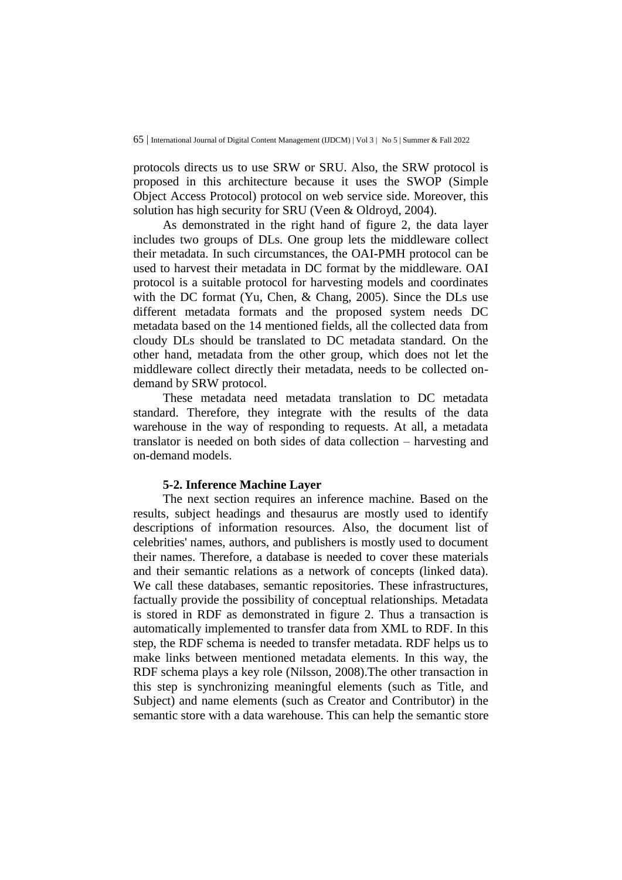protocols directs us to use SRW or SRU. Also, the SRW protocol is proposed in this architecture because it uses the SWOP (Simple Object Access Protocol) protocol on web service side. Moreover, this solution has high security for SRU (Veen & Oldroyd, 2004).

As demonstrated in the right hand of figure 2, the data layer includes two groups of DLs. One group lets the middleware collect their metadata. In such circumstances, the OAI-PMH protocol can be used to harvest their metadata in DC format by the middleware. OAI protocol is a suitable protocol for harvesting models and coordinates with the DC format (Yu, Chen, & Chang, 2005). Since the DLs use different metadata formats and the proposed system needs DC metadata based on the 14 mentioned fields, all the collected data from cloudy DLs should be translated to DC metadata standard. On the other hand, metadata from the other group, which does not let the middleware collect directly their metadata, needs to be collected on-demand by SRW protocol.

These metadata need metadata translation to DC metadata standard. Therefore, they integrate with the results of the data warehouse in the way of responding to requests. At all, a metadata translator is needed on both sides of data collection – harvesting and on-demand models.

### 5-2. Inference Machine Layer

The next section requires an inference machine. Based on the results, subject headings and thesaurus are mostly used to identify descriptions of information resources. Also, the document list of celebrities' names, authors, and publishers is mostly used to document their names. Therefore, a database is needed to cover these materials and their semantic relations as a network of concepts (linked data). We call these databases, semantic repositories. These infrastructures, factually provide the possibility of conceptual relationships. Metadata is stored in RDF as demonstrated in figure 2. Thus a transaction is automatically implemented to transfer data from XML to RDF. In this step, the RDF schema is needed to transfer metadata. RDF helps us to make links between mentioned metadata elements. In this way, the RDF schema plays a key role (Nilsson, 2008).The other transaction in this step is synchronizing meaningful elements (such as Title, and Subject) and name elements (such as Creator and Contributor) in the semantic store with a data warehouse. This can help the semantic store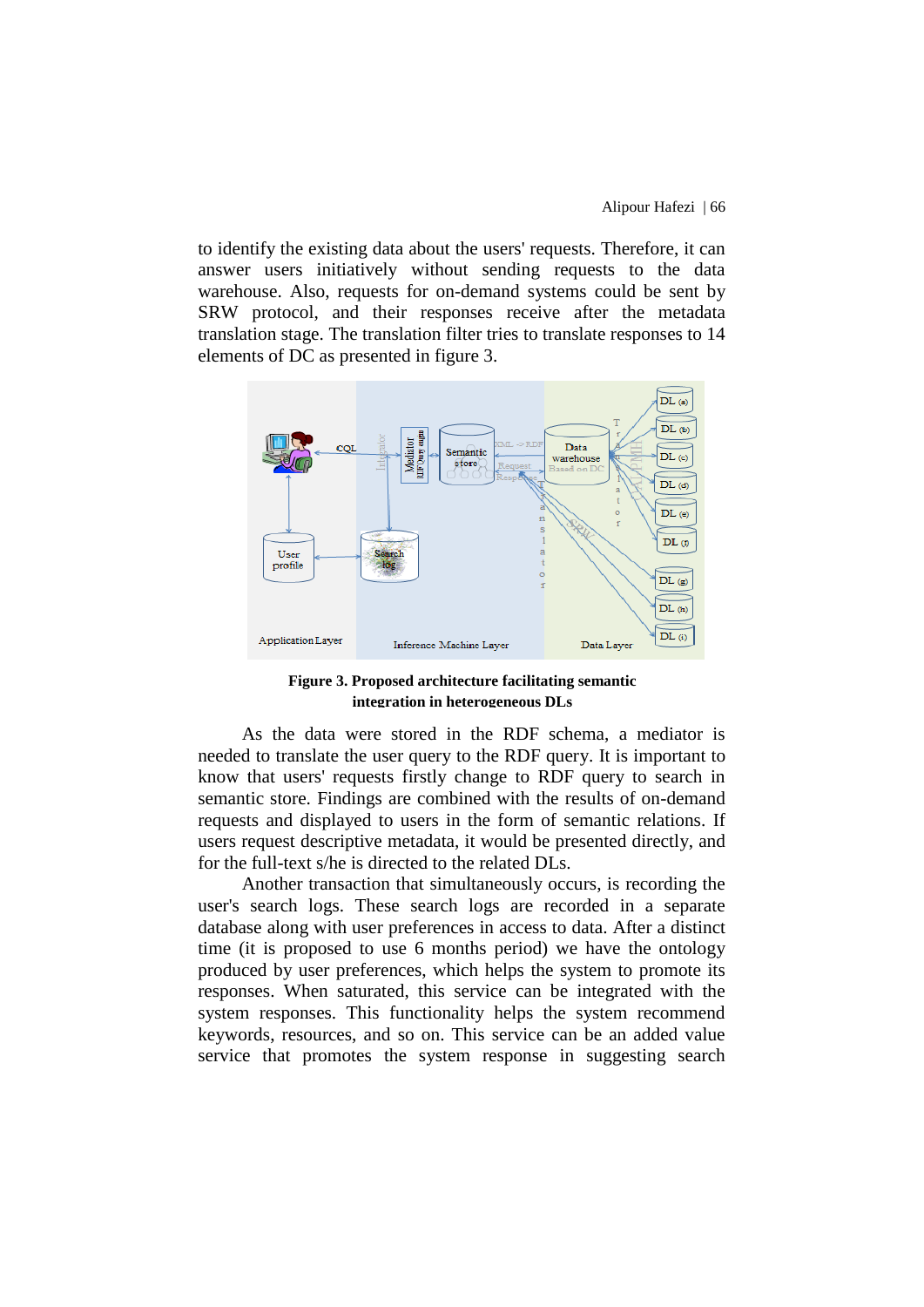to identify the existing data about the users' requests. Therefore, it can answer users initiatively without sending requests to the data warehouse. Also, requests for on-demand systems could be sent by SRW protocol, and their responses receive after the metadata translation stage. The translation filter tries to translate responses to 14 elements of DC as presented in figure 3.

**Figure 3. Proposed architecture facilitating semantic integration in heterogeneous DLs**

As the data were stored in the RDF schema, a mediator is needed to translate the user query to the RDF query. It is important to know that users' requests firstly change to RDF query to search in semantic store. Findings are combined with the results of on-demand requests and displayed to users in the form of semantic relations. If users request descriptive metadata, it would be presented directly, and for the full-text s/he is directed to the related DLs.

Another transaction that simultaneously occurs, is recording the user's search logs. These search logs are recorded in a separate database along with user preferences in access to data. After a distinct time (it is proposed to use 6 months period) we have the ontology produced by user preferences, which helps the system to promote its responses. When saturated, this service can be integrated with the system responses. This functionality helps the system recommend keywords, resources, and so on. This service can be an added value service that promotes the system response in suggesting search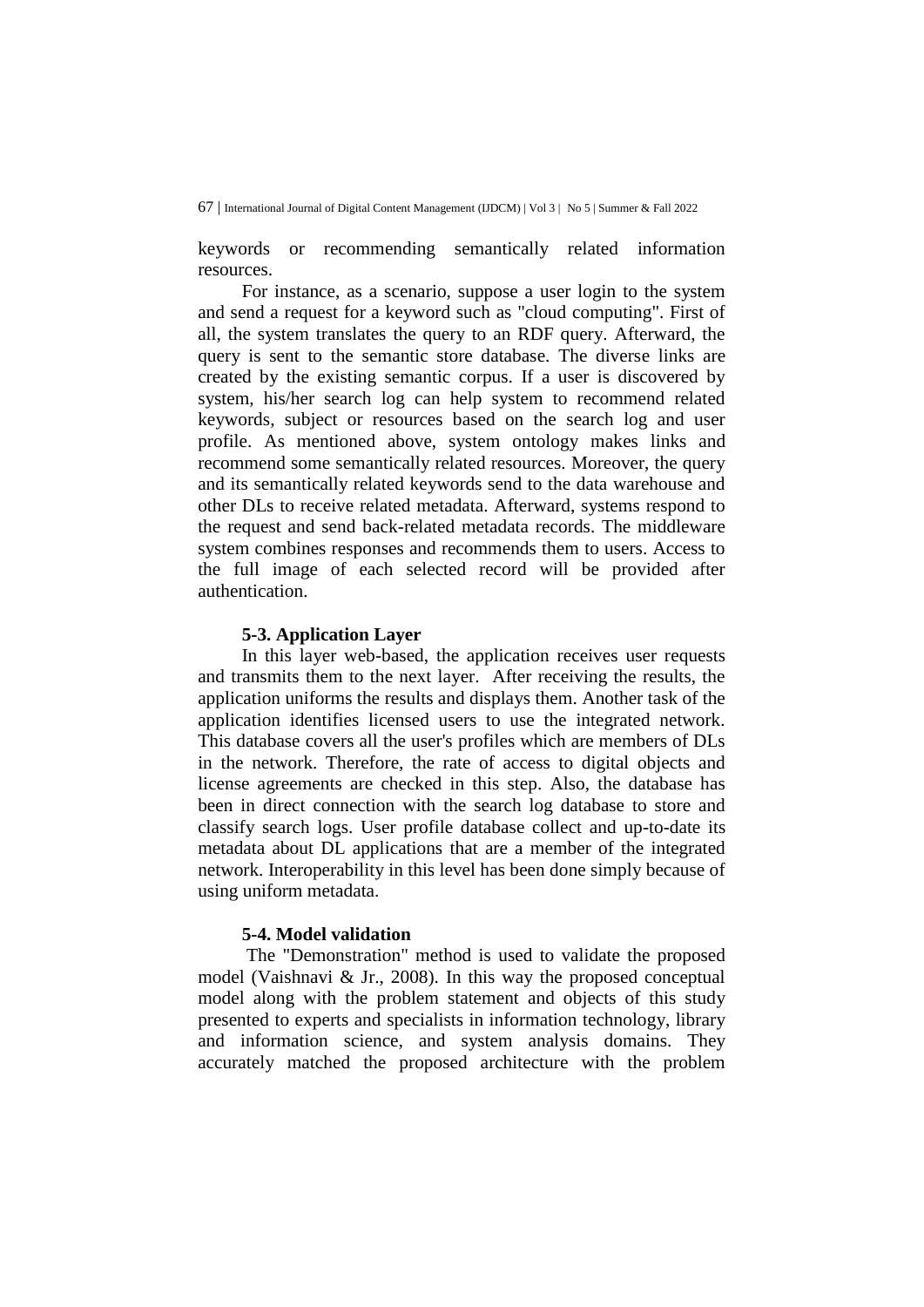keywords or recommending semantically related information resources.

For instance, as a scenario, suppose a user login to the system and send a request for a keyword such as "cloud computing". First of all, the system translates the query to an RDF query. Afterward, the query is sent to the semantic store database. The diverse links are created by the existing semantic corpus. If a user is discovered by system, his/her search log can help system to recommend related keywords, subject or resources based on the search log and user profile. As mentioned above, system ontology makes links and recommend some semantically related resources. Moreover, the query and its semantically related keywords send to the data warehouse and other DLs to receive related metadata. Afterward, systems respond to the request and send back-related metadata records. The middleware system combines responses and recommends them to users. Access to the full image of each selected record will be provided after authentication.

### 5-3. Application Layer

In this layer web-based, the application receives user requests and transmits them to the next layer. After receiving the results, the application uniforms the results and displays them. Another task of the application identifies licensed users to use the integrated network. This database covers all the user's profiles which are members of DLs in the network. Therefore, the rate of access to digital objects and license agreements are checked in this step. Also, the database has been in direct connection with the search log database to store and classify search logs. User profile database collect and up-to-date its metadata about DL applications that are a member of the integrated network. Interoperability in this level has been done simply because of using uniform metadata.

### 5-4. Model validation

The "Demonstration" method is used to validate the proposed model (Vaishnavi & Jr., 2008). In this way the proposed conceptual model along with the problem statement and objects of this study presented to experts and specialists in information technology, library and information science, and system analysis domains. They accurately matched the proposed architecture with the problem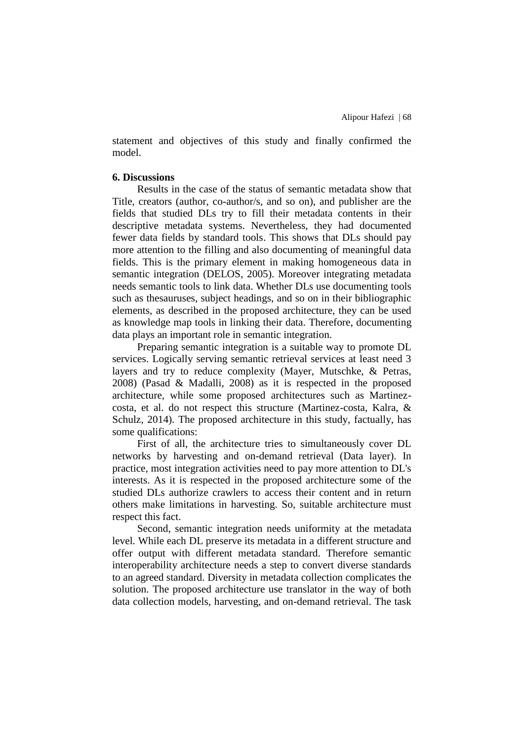statement and objectives of this study and finally confirmed the model.

**6. Discussions**

Results in the case of the status of semantic metadata show that Title, creators (author, co-author/s, and so on), and publisher are the fields that studied DLs try to fill their metadata contents in their descriptive metadata systems. Nevertheless, they had documented fewer data fields by standard tools. This shows that DLs should pay more attention to the filling and also documenting of meaningful data fields. This is the primary element in making homogeneous data in semantic integration (DELOS, 2005). Moreover integrating metadata needs semantic tools to link data. Whether DLs use documenting tools such as thesauruses, subject headings, and so on in their bibliographic elements, as described in the proposed architecture, they can be used as knowledge map tools in linking their data. Therefore, documenting data plays an important role in semantic integration.

Preparing semantic integration is a suitable way to promote DL services. Logically serving semantic retrieval services at least need 3 layers and try to reduce complexity (Mayer, Mutschke, & Petras, 2008) (Pasad & Madalli, 2008) as it is respected in the proposed architecture, while some proposed architectures such as Martinez-costa, et al. do not respect this structure (Martinez-costa, Kalra, & Schulz, 2014). The proposed architecture in this study, factually, has some qualifications:

First of all, the architecture tries to simultaneously cover DL networks by harvesting and on-demand retrieval (Data layer). In practice, most integration activities need to pay more attention to DL's interests. As it is respected in the proposed architecture some of the studied DLs authorize crawlers to access their content and in return others make limitations in harvesting. So, suitable architecture must respect this fact.

Second, semantic integration needs uniformity at the metadata level. While each DL preserve its metadata in a different structure and offer output with different metadata standard. Therefore semantic interoperability architecture needs a step to convert diverse standards to an agreed standard. Diversity in metadata collection complicates the solution. The proposed architecture use translator in the way of both data collection models, harvesting, and on-demand retrieval. The task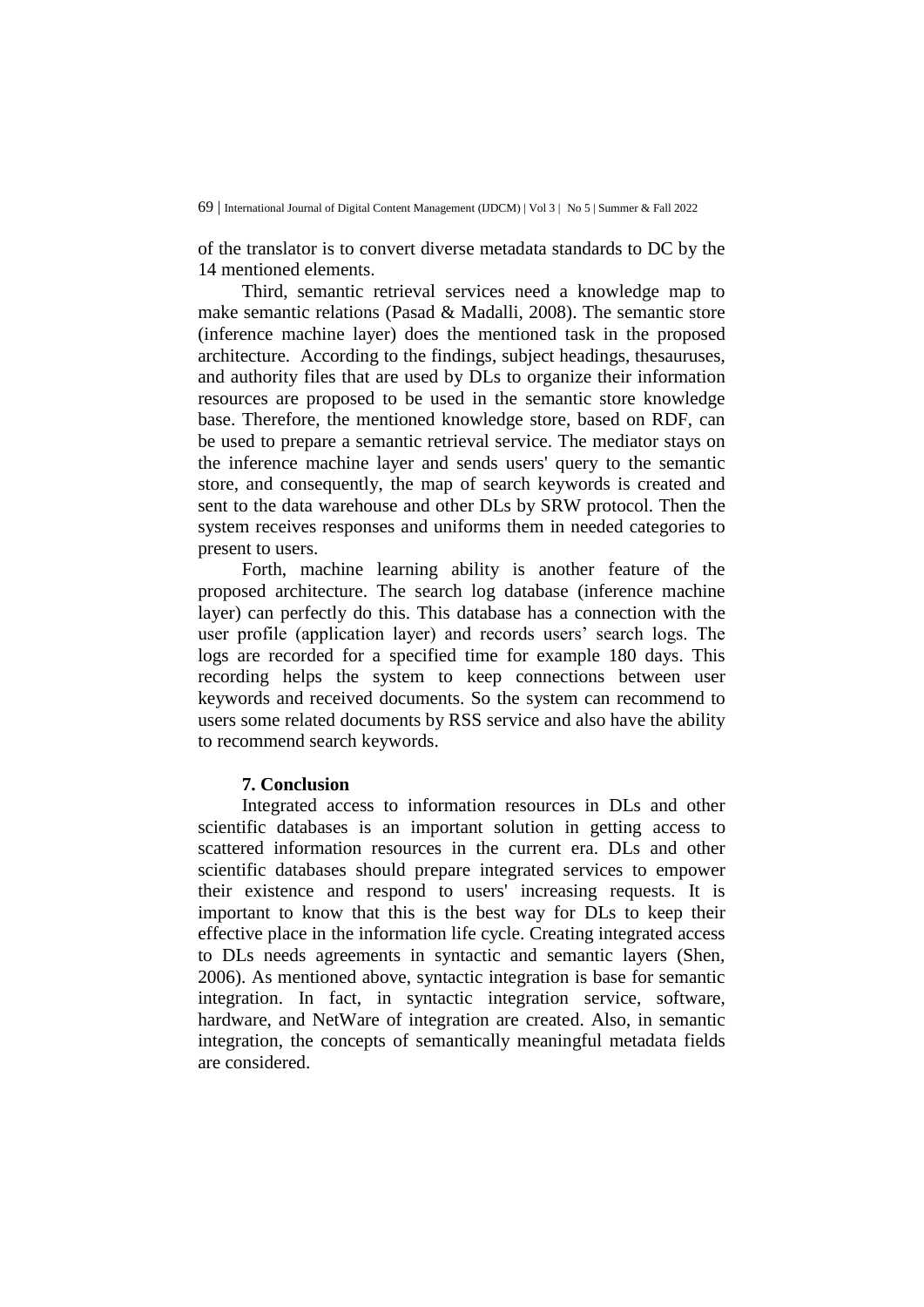of the translator is to convert diverse metadata standards to DC by the 14 mentioned elements.

Third, semantic retrieval services need a knowledge map to make semantic relations (Pasad & Madalli, 2008). The semantic store (inference machine layer) does the mentioned task in the proposed architecture. According to the findings, subject headings, thesauruses, and authority files that are used by DLs to organize their information resources are proposed to be used in the semantic store knowledge base. Therefore, the mentioned knowledge store, based on RDF, can be used to prepare a semantic retrieval service. The mediator stays on the inference machine layer and sends users' query to the semantic store, and consequently, the map of search keywords is created and sent to the data warehouse and other DLs by SRW protocol. Then the system receives responses and uniforms them in needed categories to present to users.

Forth, machine learning ability is another feature of the proposed architecture. The search log database (inference machine layer) can perfectly do this. This database has a connection with the user profile (application layer) and records users' search logs. The logs are recorded for a specified time for example 180 days. This recording helps the system to keep connections between user keywords and received documents. So the system can recommend to users some related documents by RSS service and also have the ability to recommend search keywords.

## 7. Conclusion

Integrated access to information resources in DLs and other scientific databases is an important solution in getting access to scattered information resources in the current era. DLs and other scientific databases should prepare integrated services to empower their existence and respond to users' increasing requests. It is important to know that this is the best way for DLs to keep their effective place in the information life cycle. Creating integrated access to DLs needs agreements in syntactic and semantic layers (Shen, 2006). As mentioned above, syntactic integration is base for semantic integration. In fact, in syntactic integration service, software, hardware, and NetWare of integration are created. Also, in semantic integration, the concepts of semantically meaningful metadata fields are considered.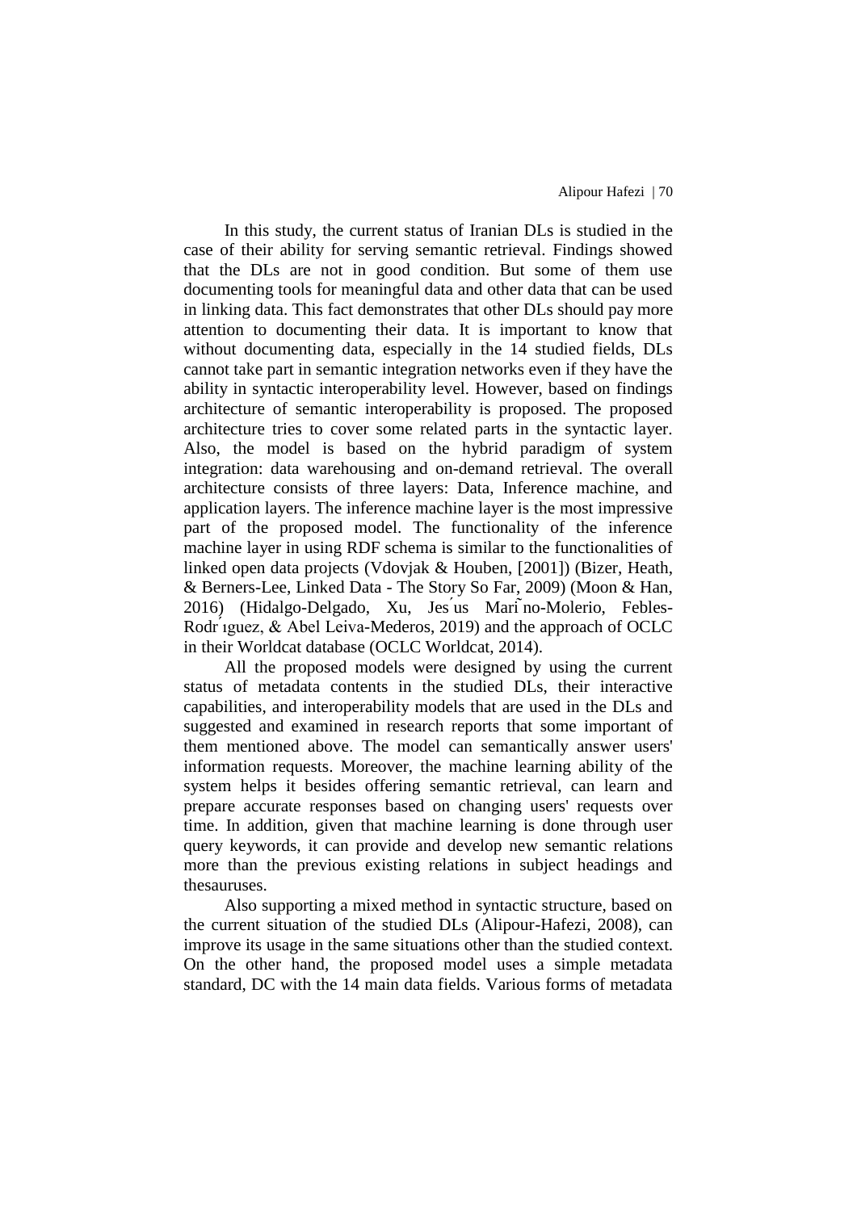In this study, the current status of Iranian DLs is studied in the case of their ability for serving semantic retrieval. Findings showed that the DLs are not in good condition. But some of them use documenting tools for meaningful data and other data that can be used in linking data. This fact demonstrates that other DLs should pay more attention to documenting their data. It is important to know that without documenting data, especially in the 14 studied fields, DLs cannot take part in semantic integration networks even if they have the ability in syntactic interoperability level. However, based on findings architecture of semantic interoperability is proposed. The proposed architecture tries to cover some related parts in the syntactic layer. Also, the model is based on the hybrid paradigm of system integration: data warehousing and on-demand retrieval. The overall architecture consists of three layers: Data, Inference machine, and application layers. The inference machine layer is the most impressive part of the proposed model. The functionality of the inference machine layer in using RDF schema is similar to the functionalities of linked open data projects (Vdovjak & Houben, [2001]) (Bizer, Heath, & Berners-Lee, Linked Data - The Story So Far, 2009) (Moon & Han, 2016) (Hidalgo-Delgado, Xu, Jesús Mariño-Molerio, Febles-Rodríguez, & Abel Leiva-Mederos, 2019) and the approach of OCLC in their Worldcat database (OCLC Worldcat, 2014).

All the proposed models were designed by using the current status of metadata contents in the studied DLs, their interactive capabilities, and interoperability models that are used in the DLs and suggested and examined in research reports that some important of them mentioned above. The model can semantically answer users' information requests. Moreover, the machine learning ability of the system helps it besides offering semantic retrieval, can learn and prepare accurate responses based on changing users' requests over time. In addition, given that machine learning is done through user query keywords, it can provide and develop new semantic relations more than the previous existing relations in subject headings and thesauruses.

Also supporting a mixed method in syntactic structure, based on the current situation of the studied DLs (Alipour-Hafezi, 2008), can improve its usage in the same situations other than the studied context. On the other hand, the proposed model uses a simple metadata standard, DC with the 14 main data fields. Various forms of metadata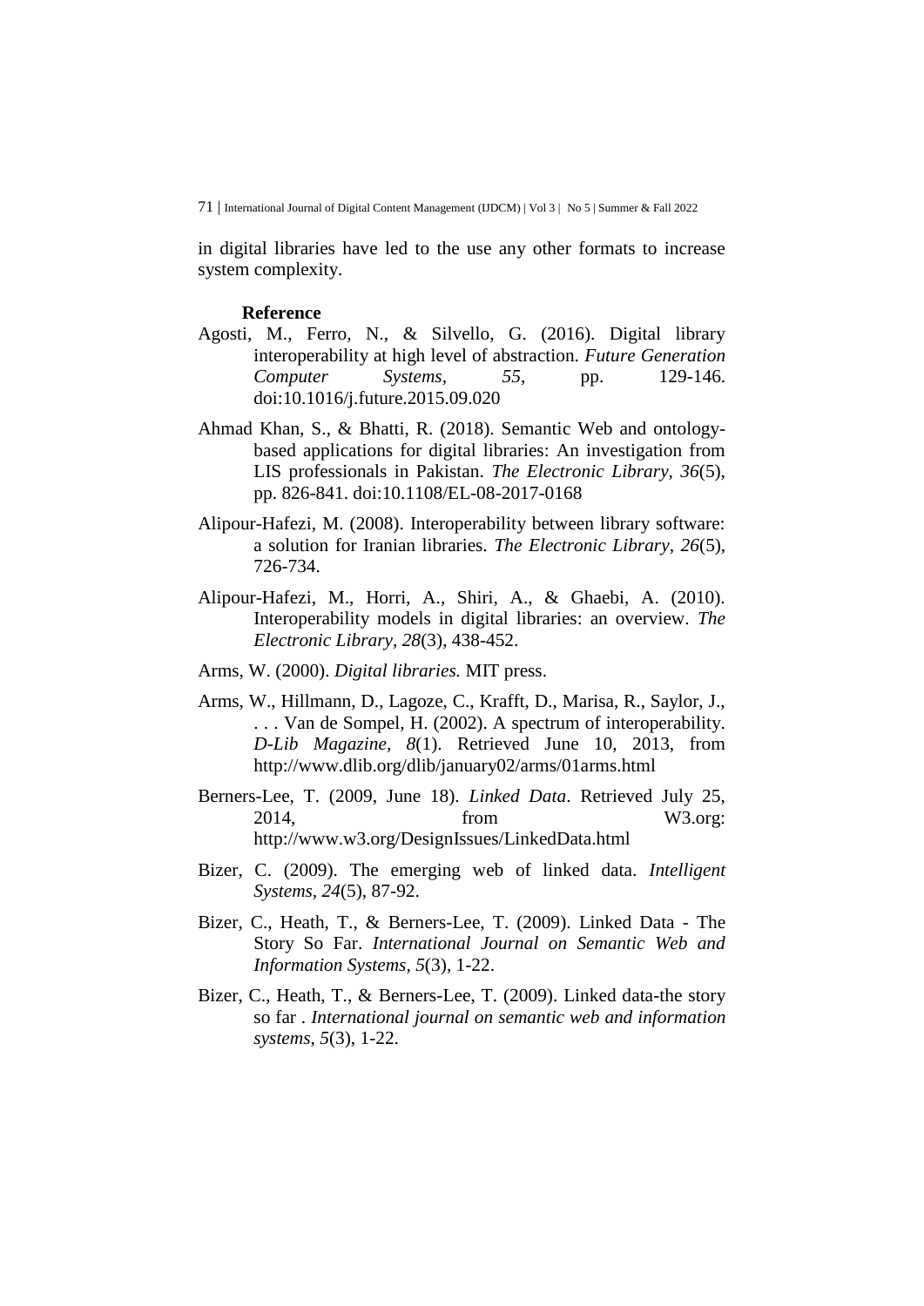in digital libraries have led to the use any other formats to increase system complexity.

## Reference

Agosti, M., Ferro, N., & Silvello, G. (2016). Digital library interoperability at high level of abstraction. *Future Generation Computer Systems*, *55*, pp. 129-146. doi:10.1016/j.future.2015.09.020

Ahmad Khan, S., & Bhatti, R. (2018). Semantic Web and ontology-based applications for digital libraries: An investigation from LIS professionals in Pakistan. *The Electronic Library*, *36*(5), pp. 826-841. doi:10.1108/EL-08-2017-0168

Alipour-Hafezi, M. (2008). Interoperability between library software: a solution for Iranian libraries. *The Electronic Library*, *26*(5), 726-734.

Alipour-Hafezi, M., Horri, A., Shiri, A., & Ghaebi, A. (2010). Interoperability models in digital libraries: an overview. *The Electronic Library*, *28*(3), 438-452.

Arms, W. (2000). *Digital libraries.* MIT press.

Arms, W., Hillmann, D., Lagoze, C., Krafft, D., Marisa, R., Saylor, J., . . . Van de Sompel, H. (2002). A spectrum of interoperability. *D-Lib Magazine*, *8*(1). Retrieved June 10, 2013, from http://www.dlib.org/dlib/january02/arms/01arms.html

Berners-Lee, T. (2009, June 18). *Linked Data*. Retrieved July 25, 2014, from W3.org: http://www.w3.org/DesignIssues/LinkedData.html

Bizer, C. (2009). The emerging web of linked data. *Intelligent Systems*, *24*(5), 87-92.

Bizer, C., Heath, T., & Berners-Lee, T. (2009). Linked Data - The Story So Far. *International Journal on Semantic Web and Information Systems*, *5*(3), 1-22.

Bizer, C., Heath, T., & Berners-Lee, T. (2009). Linked data-the story so far . *International journal on semantic web and information systems*, *5*(3), 1-22.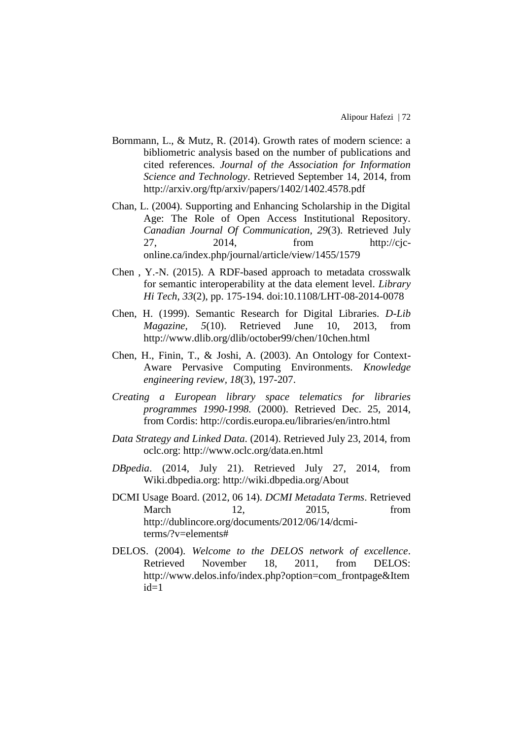Bornmann, L., & Mutz, R. (2014). Growth rates of modern science: a bibliometric analysis based on the number of publications and cited references. *Journal of the Association for Information Science and Technology*. Retrieved September 14, 2014, from http://arxiv.org/ftp/arxiv/papers/1402/1402.4578.pdf

Chan, L. (2004). Supporting and Enhancing Scholarship in the Digital Age: The Role of Open Access Institutional Repository. *Canadian Journal Of Communication*, *29*(3). Retrieved July 27, 2014, from http://cjc-online.ca/index.php/journal/article/view/1455/1579

Chen , Y.-N. (2015). A RDF-based approach to metadata crosswalk for semantic interoperability at the data element level. *Library Hi Tech*, *33*(2), pp. 175-194. doi:10.1108/LHT-08-2014-0078

Chen, H. (1999). Semantic Research for Digital Libraries. *D-Lib Magazine*, *5*(10). Retrieved June 10, 2013, from http://www.dlib.org/dlib/october99/chen/10chen.html

Chen, H., Finin, T., & Joshi, A. (2003). An Ontology for Context-Aware Pervasive Computing Environments. *Knowledge engineering review*, *18*(3), 197-207.

*Creating a European library space telematics for libraries programmes 1990-1998.* (2000). Retrieved Dec. 25, 2014, from Cordis: http://cordis.europa.eu/libraries/en/intro.html

*Data Strategy and Linked Data*. (2014). Retrieved July 23, 2014, from oclc.org: http://www.oclc.org/data.en.html

*DBpedia*. (2014, July 21). Retrieved July 27, 2014, from Wiki.dbpedia.org: http://wiki.dbpedia.org/About

DCMI Usage Board. (2012, 06 14). *DCMI Metadata Terms*. Retrieved March 12, 2015, from http://dublincore.org/documents/2012/06/14/dcmi-terms/?v=elements#

DELOS. (2004). *Welcome to the DELOS network of excellence*. Retrieved November 18, 2011, from DELOS: http://www.delos.info/index.php?option=com_frontpage&Itemid=1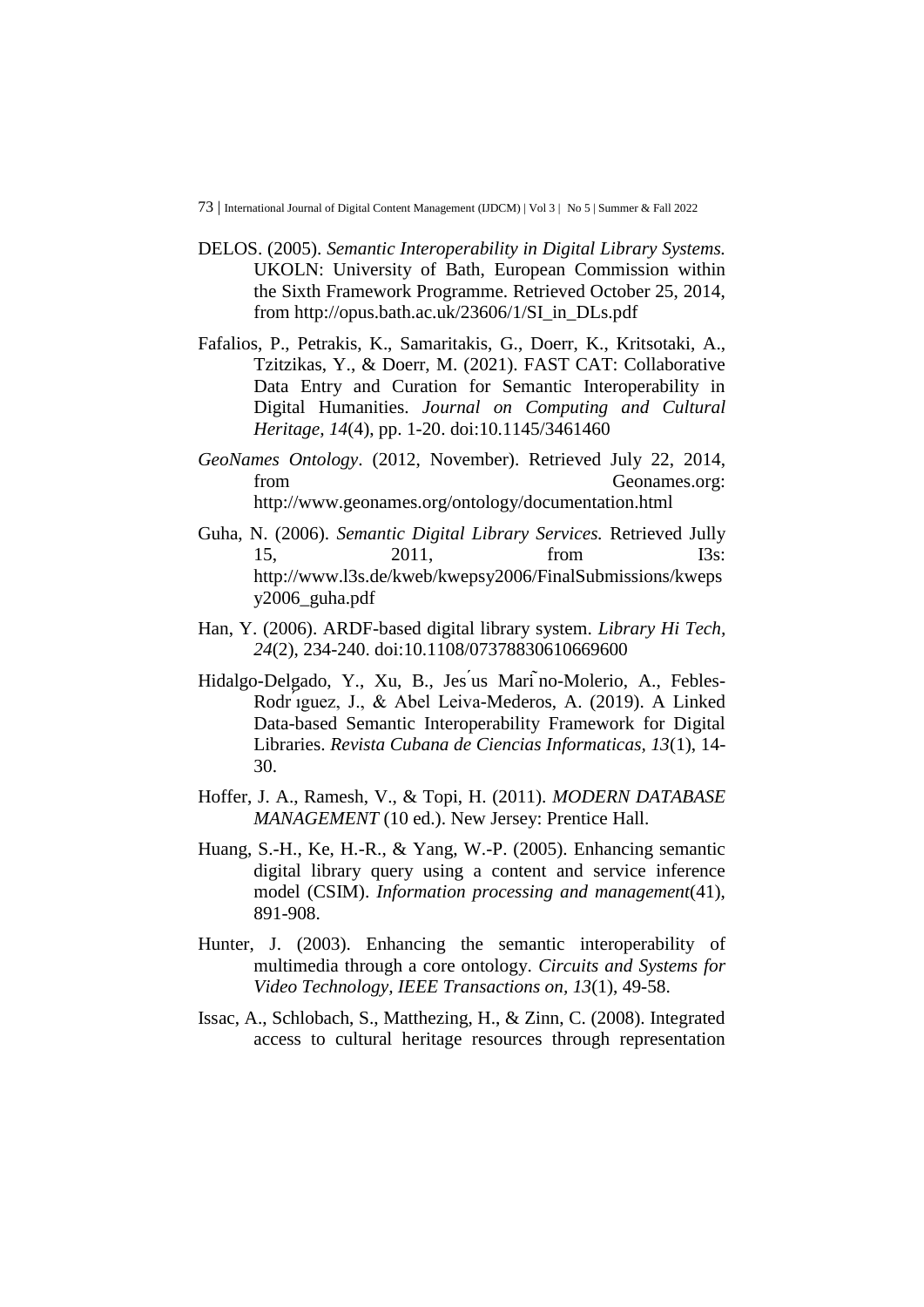DELOS. (2005). *Semantic Interoperability in Digital Library Systems.* UKOLN: University of Bath, European Commission within the Sixth Framework Programme. Retrieved October 25, 2014, from http://opus.bath.ac.uk/23606/1/SI_in_DLs.pdf

Fafalios, P., Petrakis, K., Samaritakis, G., Doerr, K., Kritsotaki, A., Tzitzikas, Y., & Doerr, M. (2021). FAST CAT: Collaborative Data Entry and Curation for Semantic Interoperability in Digital Humanities. *Journal on Computing and Cultural Heritage, 14*(4), pp. 1-20. doi:10.1145/3461460

*GeoNames Ontology*. (2012, November). Retrieved July 22, 2014, from Geonames.org: http://www.geonames.org/ontology/documentation.html

Guha, N. (2006). *Semantic Digital Library Services.* Retrieved Jully 15, 2011, from I3s: http://www.l3s.de/kweb/kwepsy2006/FinalSubmissions/kwepsy2006_guha.pdf

Han, Y. (2006). ARDF-based digital library system. *Library Hi Tech, 24*(2), 234-240. doi:10.1108/07378830610669600

Hidalgo-Delgado, Y., Xu, B., Jes ́us Mari ̃no-Molerio, A., Febles-Rodr ́ıguez, J., & Abel Leiva-Mederos, A. (2019). A Linked Data-based Semantic Interoperability Framework for Digital Libraries. *Revista Cubana de Ciencias Informaticas, 13*(1), 14-30.

Hoffer, J. A., Ramesh, V., & Topi, H. (2011). *MODERN DATABASE MANAGEMENT* (10 ed.). New Jersey: Prentice Hall.

Huang, S.-H., Ke, H.-R., & Yang, W.-P. (2005). Enhancing semantic digital library query using a content and service inference model (CSIM). *Information processing and management*(41), 891-908.

Hunter, J. (2003). Enhancing the semantic interoperability of multimedia through a core ontology. *Circuits and Systems for Video Technology, IEEE Transactions on, 13*(1), 49-58.

Issac, A., Schlobach, S., Matthezing, H., & Zinn, C. (2008). Integrated access to cultural heritage resources through representation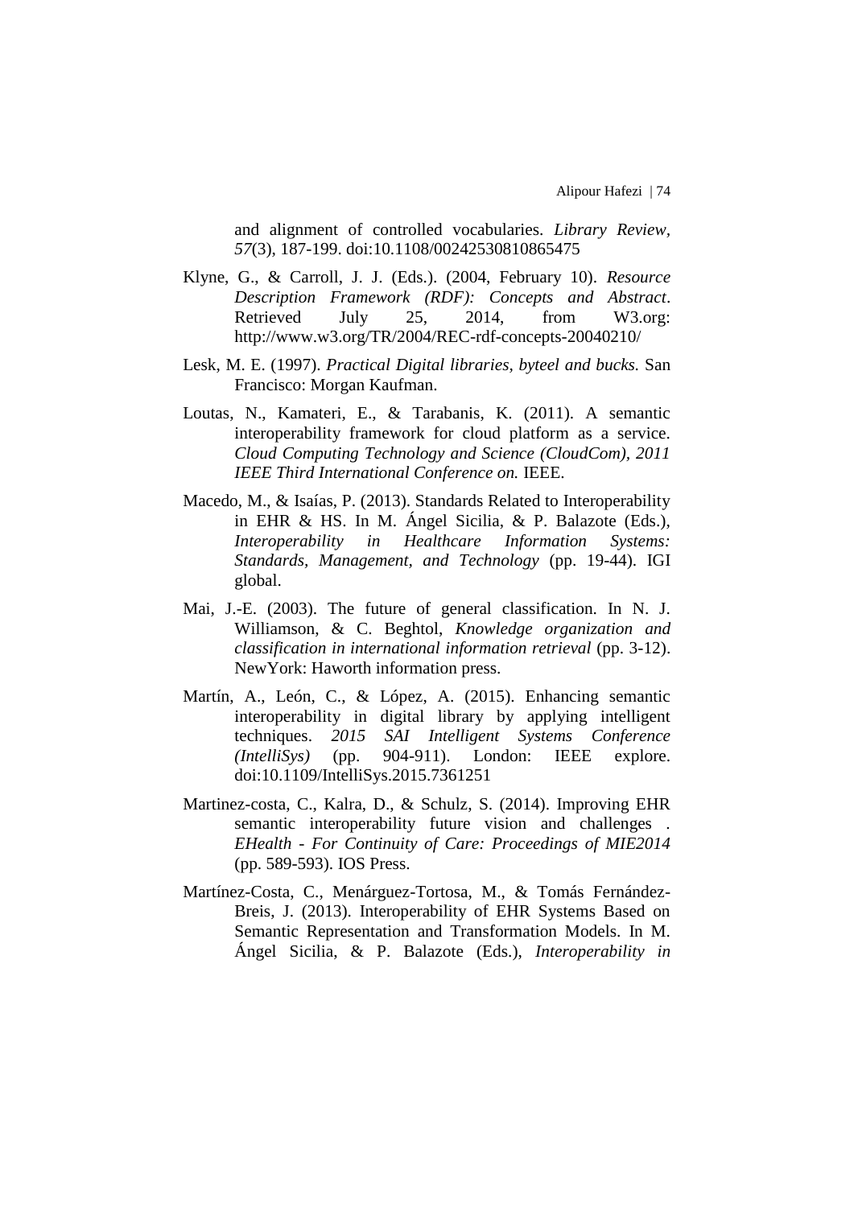and alignment of controlled vocabularies. *Library Review, 57*(3), 187-199. doi:10.1108/00242530810865475

Klyne, G., & Carroll, J. J. (Eds.). (2004, February 10). *Resource Description Framework (RDF): Concepts and Abstract*. Retrieved July 25, 2014, from W3.org: http://www.w3.org/TR/2004/REC-rdf-concepts-20040210/

Lesk, M. E. (1997). *Practical Digital libraries, byteel and bucks.* San Francisco: Morgan Kaufman.

Loutas, N., Kamateri, E., & Tarabanis, K. (2011). A semantic interoperability framework for cloud platform as a service. *Cloud Computing Technology and Science (CloudCom), 2011 IEEE Third International Conference on.* IEEE.

Macedo, M., & Isaías, P. (2013). Standards Related to Interoperability in EHR & HS. In M. Ángel Sicilia, & P. Balazote (Eds.), *Interoperability in Healthcare Information Systems: Standards, Management, and Technology* (pp. 19-44). IGI global.

Mai, J.-E. (2003). The future of general classification. In N. J. Williamson, & C. Beghtol, *Knowledge organization and classification in international information retrieval* (pp. 3-12). NewYork: Haworth information press.

Martín, A., León, C., & López, A. (2015). Enhancing semantic interoperability in digital library by applying intelligent techniques. *2015 SAI Intelligent Systems Conference (IntelliSys)* (pp. 904-911). London: IEEE explore. doi:10.1109/IntelliSys.2015.7361251

Martinez-costa, C., Kalra, D., & Schulz, S. (2014). Improving EHR semantic interoperability future vision and challenges . *EHealth - For Continuity of Care: Proceedings of MIE2014* (pp. 589-593). IOS Press.

Martínez-Costa, C., Menárguez-Tortosa, M., & Tomás Fernández-Breis, J. (2013). Interoperability of EHR Systems Based on Semantic Representation and Transformation Models. In M. Ángel Sicilia, & P. Balazote (Eds.), *Interoperability in*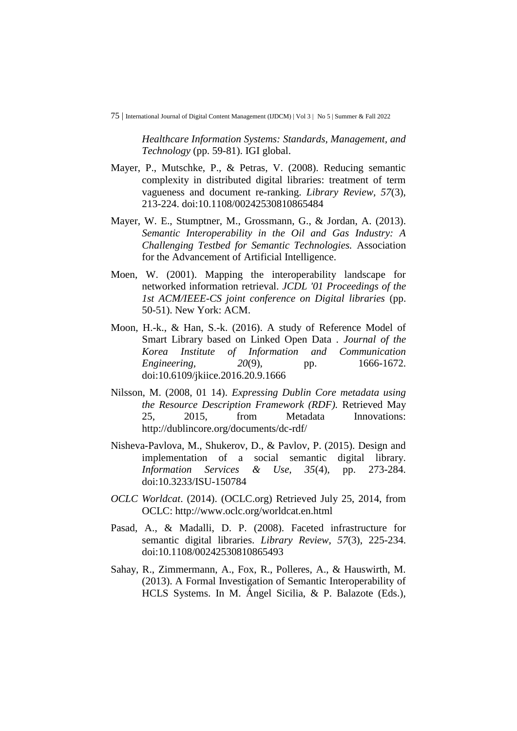*Healthcare Information Systems: Standards, Management, and Technology* (pp. 59-81). IGI global.

Mayer, P., Mutschke, P., & Petras, V. (2008). Reducing semantic complexity in distributed digital libraries: treatment of term vagueness and document re-ranking. *Library Review, 57*(3), 213-224. doi:10.1108/00242530810865484

Mayer, W. E., Stumptner, M., Grossmann, G., & Jordan, A. (2013). *Semantic Interoperability in the Oil and Gas Industry: A Challenging Testbed for Semantic Technologies.* Association for the Advancement of Artificial Intelligence.

Moen, W. (2001). Mapping the interoperability landscape for networked information retrieval. *JCDL '01 Proceedings of the 1st ACM/IEEE-CS joint conference on Digital libraries* (pp. 50-51). New York: ACM.

Moon, H.-k., & Han, S.-k. (2016). A study of Reference Model of Smart Library based on Linked Open Data . *Journal of the Korea Institute of Information and Communication Engineering, 20*(9), pp. 1666-1672. doi:10.6109/jkiice.2016.20.9.1666

Nilsson, M. (2008, 01 14). *Expressing Dublin Core metadata using the Resource Description Framework (RDF).* Retrieved May 25, 2015, from Metadata Innovations: http://dublincore.org/documents/dc-rdf/

Nisheva-Pavlova, M., Shukerov, D., & Pavlov, P. (2015). Design and implementation of a social semantic digital library. *Information Services & Use, 35*(4), pp. 273-284. doi:10.3233/ISU-150784

*OCLC Worldcat*. (2014). (OCLC.org) Retrieved July 25, 2014, from OCLC: http://www.oclc.org/worldcat.en.html

Pasad, A., & Madalli, D. P. (2008). Faceted infrastructure for semantic digital libraries. *Library Review, 57*(3), 225-234. doi:10.1108/00242530810865493

Sahay, R., Zimmermann, A., Fox, R., Polleres, A., & Hauswirth, M. (2013). A Formal Investigation of Semantic Interoperability of HCLS Systems. In M. Ángel Sicilia, & P. Balazote (Eds.),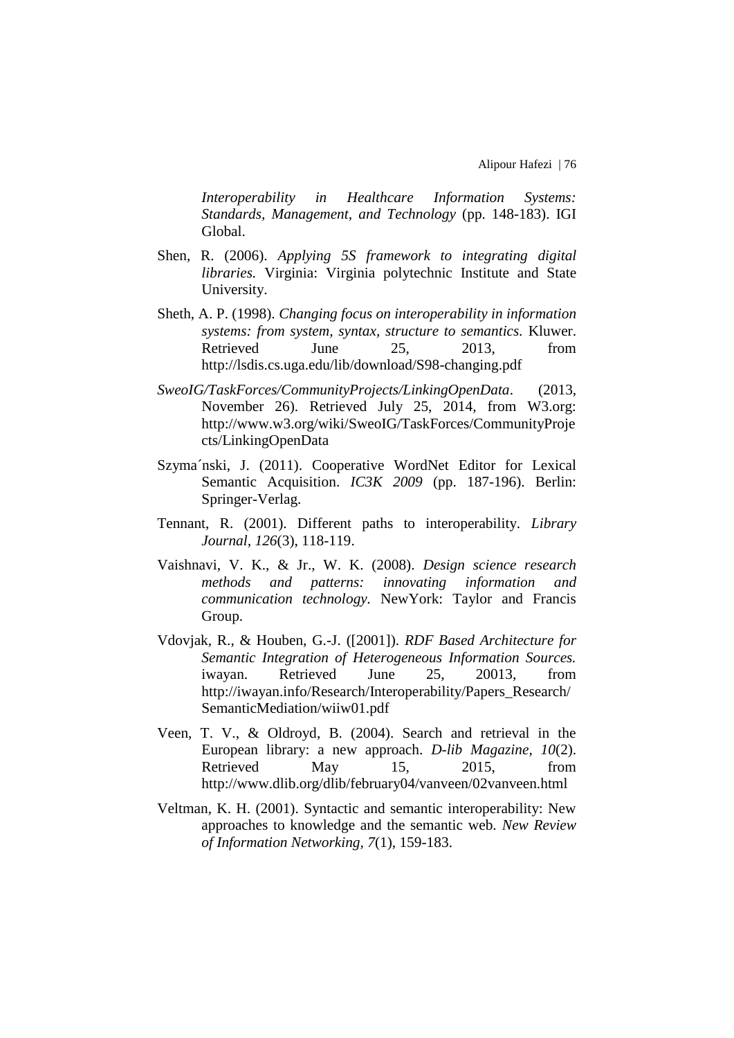*Interoperability in Healthcare Information Systems: Standards, Management, and Technology* (pp. 148-183). IGI Global.

Shen, R. (2006). *Applying 5S framework to integrating digital libraries.* Virginia: Virginia polytechnic Institute and State University.

Sheth, A. P. (1998). *Changing focus on interoperability in information systems: from system, syntax, structure to semantics*. Kluwer. Retrieved June 25, 2013, from http://lsdis.cs.uga.edu/lib/download/S98-changing.pdf

*SweoIG/TaskForces/CommunityProjects/LinkingOpenData*. (2013, November 26). Retrieved July 25, 2014, from W3.org: http://www.w3.org/wiki/SweoIG/TaskForces/CommunityProjects/LinkingOpenData

Szyma´nski, J. (2011). Cooperative WordNet Editor for Lexical Semantic Acquisition. *IC3K 2009* (pp. 187-196). Berlin: Springer-Verlag.

Tennant, R. (2001). Different paths to interoperability. *Library Journal, 126*(3), 118-119.

Vaishnavi, V. K., & Jr., W. K. (2008). *Design science research methods and patterns: innovating information and communication technology.* NewYork: Taylor and Francis Group.

Vdovjak, R., & Houben, G.-J. ([2001]). *RDF Based Architecture for Semantic Integration of Heterogeneous Information Sources.* iwayan. Retrieved June 25, 20013, from http://iwayan.info/Research/Interoperability/Papers_Research/SemanticMediation/wiiw01.pdf

Veen, T. V., & Oldroyd, B. (2004). Search and retrieval in the European library: a new approach. *D-lib Magazine, 10*(2). Retrieved May 15, 2015, from http://www.dlib.org/dlib/february04/vanveen/02vanveen.html

Veltman, K. H. (2001). Syntactic and semantic interoperability: New approaches to knowledge and the semantic web. *New Review of Information Networking, 7*(1), 159-183.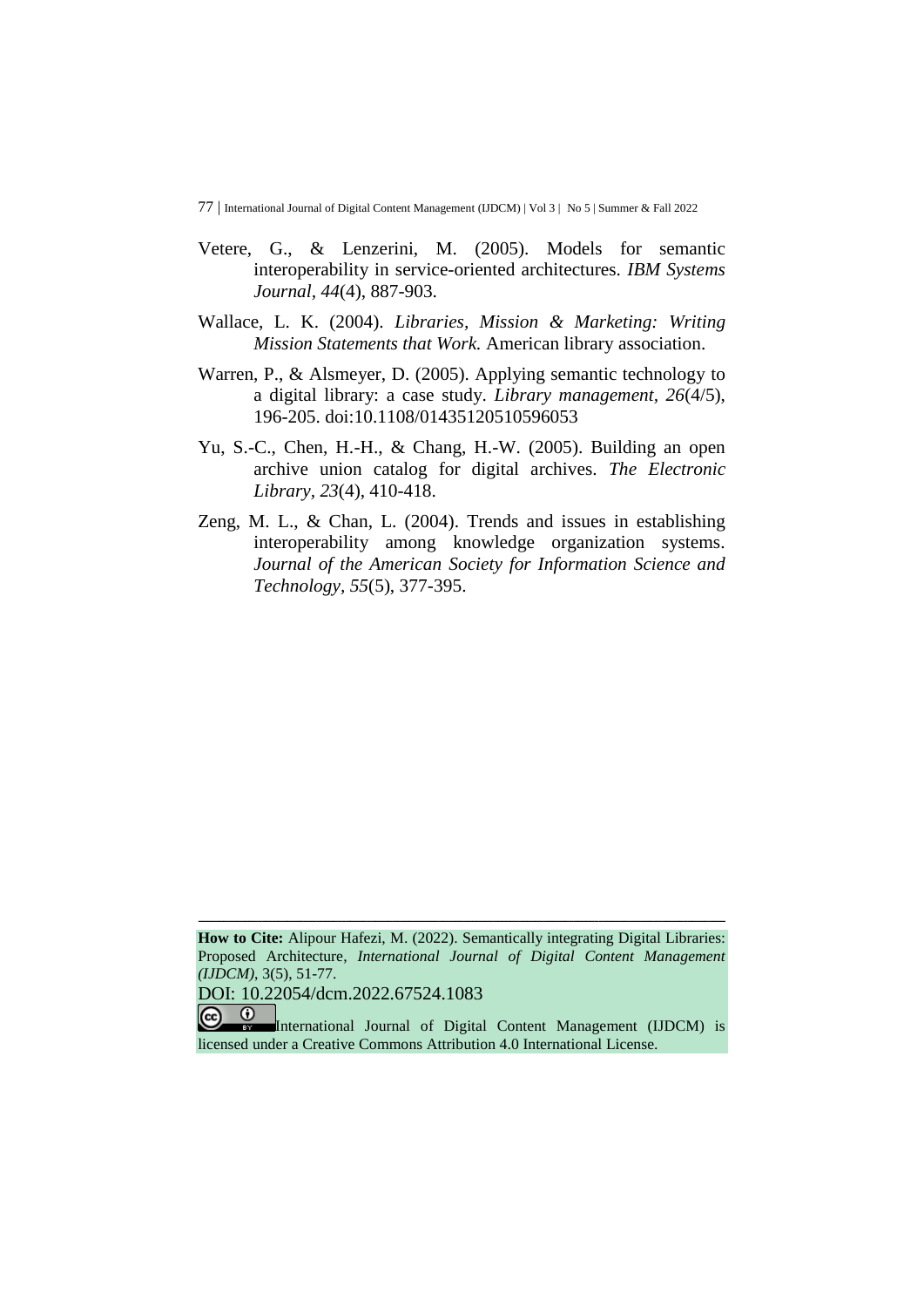Vetere, G., & Lenzerini, M. (2005). Models for semantic interoperability in service-oriented architectures. *IBM Systems Journal*, *44*(4), 887-903.

Wallace, L. K. (2004). *Libraries, Mission & Marketing: Writing Mission Statements that Work.* American library association.

Warren, P., & Alsmeyer, D. (2005). Applying semantic technology to a digital library: a case study. *Library management*, *26*(4/5), 196-205. doi:10.1108/01435120510596053

Yu, S.-C., Chen, H.-H., & Chang, H.-W. (2005). Building an open archive union catalog for digital archives. *The Electronic Library*, *23*(4), 410-418.

Zeng, M. L., & Chan, L. (2004). Trends and issues in establishing interoperability among knowledge organization systems. *Journal of the American Society for Information Science and Technology*, *55*(5), 377-395.

---

**How to Cite:** Alipour Hafezi, M. (2022). Semantically integrating Digital Libraries: Proposed Architecture, *International Journal of Digital Content Management (IJDCM)*, 3(5), 51-77.

DOI: 10.22054/dcm.2022.67524.1083

International Journal of Digital Content Management (IJDCM) is licensed under a Creative Commons Attribution 4.0 International License.